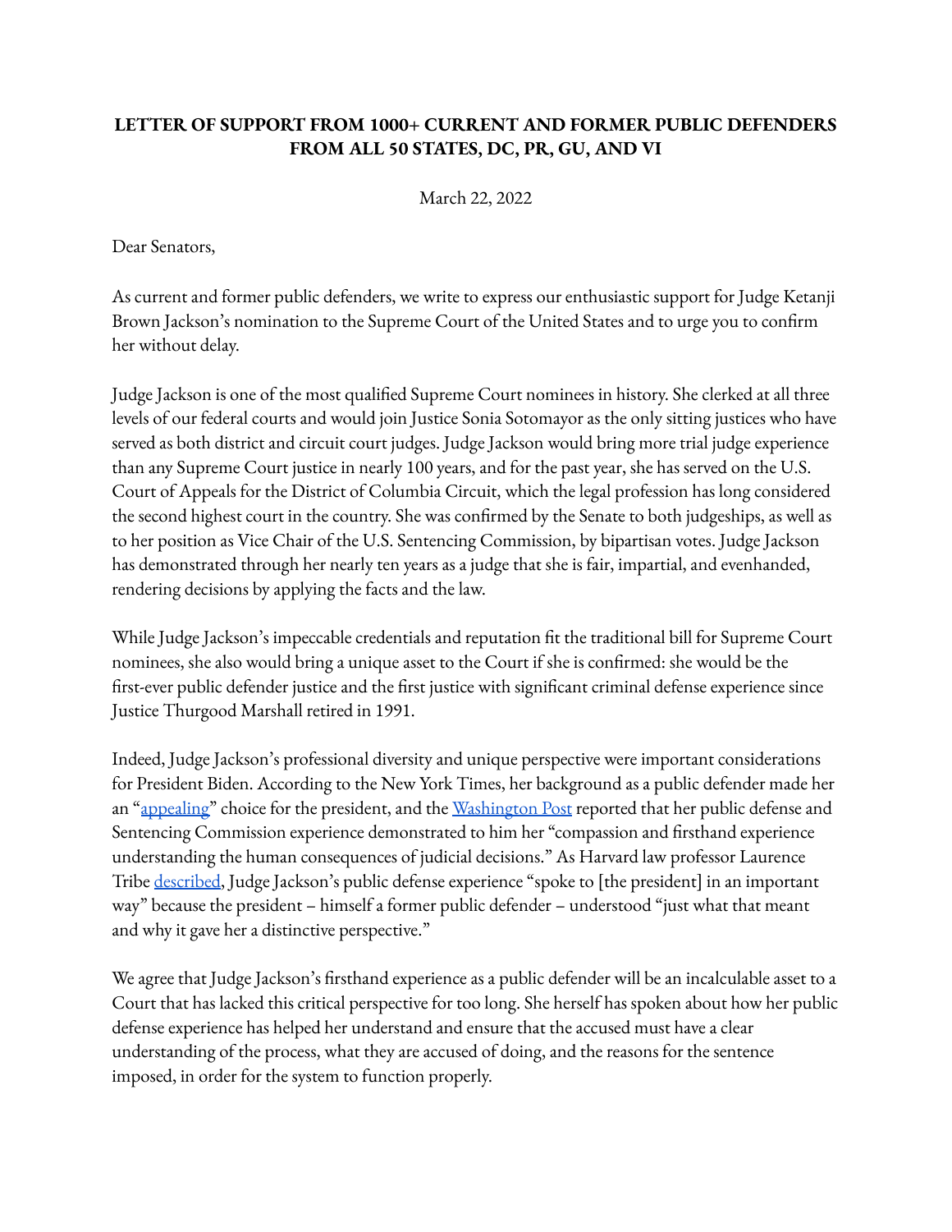**LETTER OF SUPPORT FROM 1000+ CURRENT AND FORMER PUBLIC DEFENDERS FROM ALL 50 STATES, DC, PR, GU, AND VI**

March 22, 2022

Dear Senators,

As current and former public defenders, we write to express our enthusiastic support for Judge Ketanji Brown Jackson's nomination to the Supreme Court of the United States and to urge you to confirm her without delay.

Judge Jackson is one of the most qualified Supreme Court nominees in history. She clerked at all three levels of our federal courts and would join Justice Sonia Sotomayor as the only sitting justices who have served as both district and circuit court judges. Judge Jackson would bring more trial judge experience than any Supreme Court justice in nearly 100 years, and for the past year, she has served on the U.S. Court of Appeals for the District of Columbia Circuit, which the legal profession has long considered the second highest court in the country. She was confirmed by the Senate to both judgeships, as well as to her position as Vice Chair of the U.S. Sentencing Commission, by bipartisan votes. Judge Jackson has demonstrated through her nearly ten years as a judge that she is fair, impartial, and evenhanded, rendering decisions by applying the facts and the law.

While Judge Jackson's impeccable credentials and reputation fit the traditional bill for Supreme Court nominees, she also would bring a unique asset to the Court if she is confirmed: she would be the first-ever public defender justice and the first justice with significant criminal defense experience since Justice Thurgood Marshall retired in 1991.

Indeed, Judge Jackson's professional diversity and unique perspective were important considerations for President Biden. According to the New York Times, her background as a public defender made her an "appealing" choice for the president, and the Washington Post reported that her public defense and Sentencing Commission experience demonstrated to him her "compassion and firsthand experience understanding the human consequences of judicial decisions." As Harvard law professor Laurence Tribe described, Judge Jackson's public defense experience "spoke to [the president] in an important way" because the president – himself a former public defender – understood "just what that meant and why it gave her a distinctive perspective."

We agree that Judge Jackson's firsthand experience as a public defender will be an incalculable asset to a Court that has lacked this critical perspective for too long. She herself has spoken about how her public defense experience has helped her understand and ensure that the accused must have a clear understanding of the process, what they are accused of doing, and the reasons for the sentence imposed, in order for the system to function properly.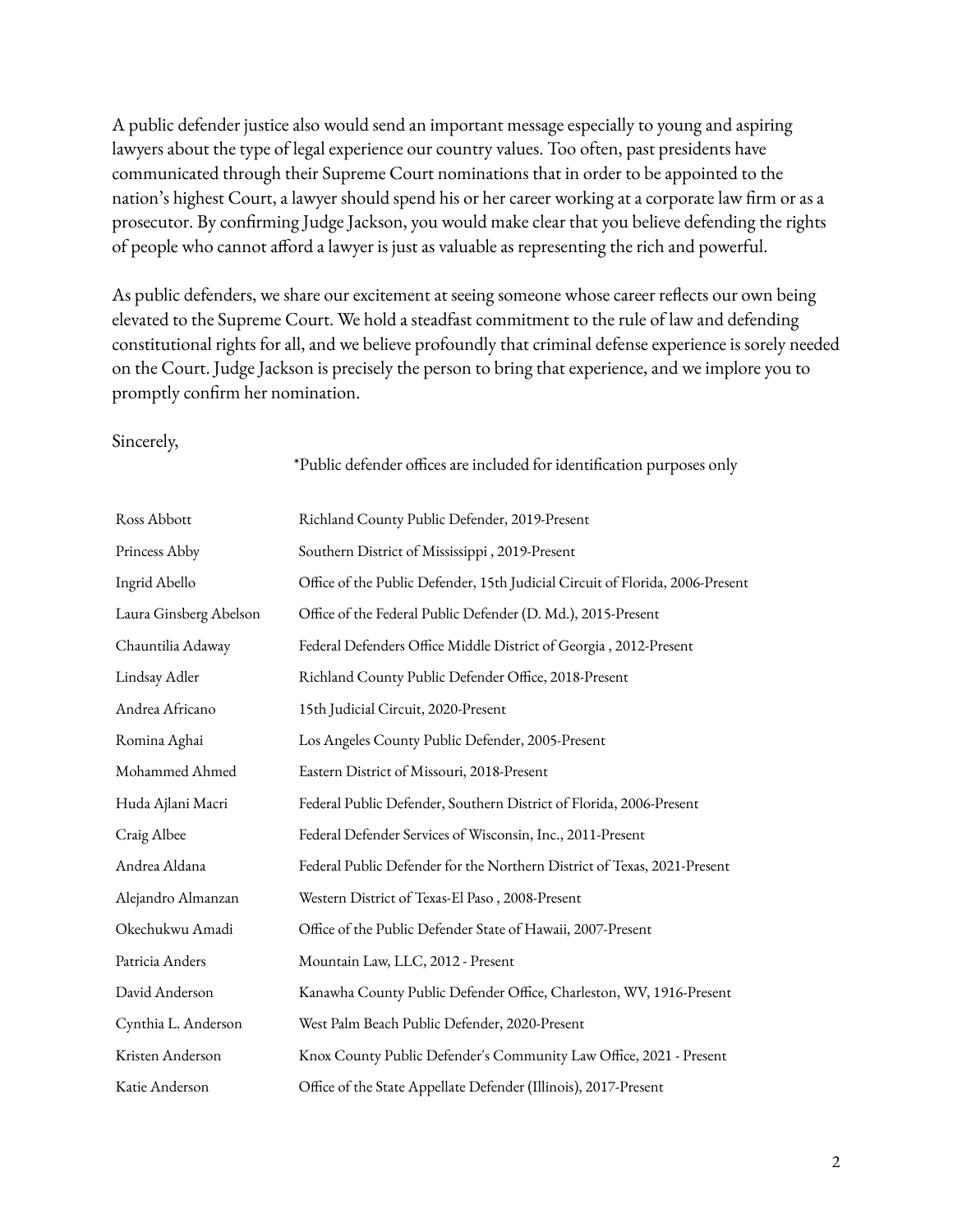A public defender justice also would send an important message especially to young and aspiring lawyers about the type of legal experience our country values. Too often, past presidents have communicated through their Supreme Court nominations that in order to be appointed to the nation's highest Court, a lawyer should spend his or her career working at a corporate law firm or as a prosecutor. By confirming Judge Jackson, you would make clear that you believe defending the rights of people who cannot afford a lawyer is just as valuable as representing the rich and powerful.

As public defenders, we share our excitement at seeing someone whose career reflects our own being elevated to the Supreme Court. We hold a steadfast commitment to the rule of law and defending constitutional rights for all, and we believe profoundly that criminal defense experience is sorely needed on the Court. Judge Jackson is precisely the person to bring that experience, and we implore you to promptly confirm her nomination.

Sincerely,

*Public defender offices are included for identification purposes only

| | |
|---|---|
| Ross Abbott | Richland County Public Defender, 2019-Present |
| Princess Abby | Southern District of Mississippi , 2019-Present |
| Ingrid Abello | Office of the Public Defender, 15th Judicial Circuit of Florida, 2006-Present |
| Laura Ginsberg Abelson | Office of the Federal Public Defender (D. Md.), 2015-Present |
| Chauntilia Adaway | Federal Defenders Office Middle District of Georgia , 2012-Present |
| Lindsay Adler | Richland County Public Defender Office, 2018-Present |
| Andrea Africano | 15th Judicial Circuit, 2020-Present |
| Romina Aghai | Los Angeles County Public Defender, 2005-Present |
| Mohammed Ahmed | Eastern District of Missouri, 2018-Present |
| Huda Ajlani Macri | Federal Public Defender, Southern District of Florida, 2006-Present |
| Craig Albee | Federal Defender Services of Wisconsin, Inc., 2011-Present |
| Andrea Aldana | Federal Public Defender for the Northern District of Texas, 2021-Present |
| Alejandro Almanzan | Western District of Texas-El Paso , 2008-Present |
| Okechukwu Amadi | Office of the Public Defender State of Hawaii, 2007-Present |
| Patricia Anders | Mountain Law, LLC, 2012 - Present |
| David Anderson | Kanawha County Public Defender Office, Charleston, WV, 1916-Present |
| Cynthia L. Anderson | West Palm Beach Public Defender, 2020-Present |
| Kristen Anderson | Knox County Public Defender's Community Law Office, 2021 - Present |
| Katie Anderson | Office of the State Appellate Defender (Illinois), 2017-Present |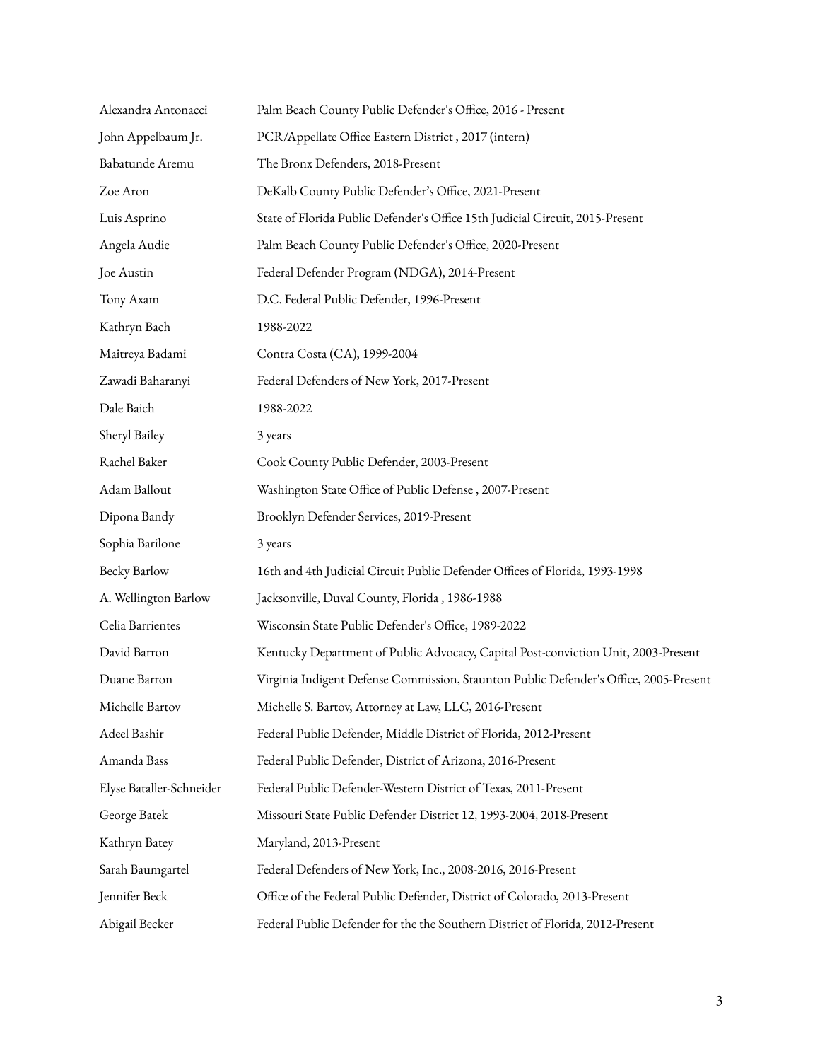| | |
|---|---|
| Alexandra Antonacci | Palm Beach County Public Defender's Office, 2016 - Present |
| John Appelbaum Jr. | PCR/Appellate Office Eastern District , 2017 (intern) |
| Babatunde Aremu | The Bronx Defenders, 2018-Present |
| Zoe Aron | DeKalb County Public Defender's Office, 2021-Present |
| Luis Asprino | State of Florida Public Defender's Office 15th Judicial Circuit, 2015-Present |
| Angela Audie | Palm Beach County Public Defender's Office, 2020-Present |
| Joe Austin | Federal Defender Program (NDGA), 2014-Present |
| Tony Axam | D.C. Federal Public Defender, 1996-Present |
| Kathryn Bach | 1988-2022 |
| Maitreya Badami | Contra Costa (CA), 1999-2004 |
| Zawadi Baharanyi | Federal Defenders of New York, 2017-Present |
| Dale Baich | 1988-2022 |
| Sheryl Bailey | 3 years |
| Rachel Baker | Cook County Public Defender, 2003-Present |
| Adam Ballout | Washington State Office of Public Defense , 2007-Present |
| Dipona Bandy | Brooklyn Defender Services, 2019-Present |
| Sophia Barilone | 3 years |
| Becky Barlow | 16th and 4th Judicial Circuit Public Defender Offices of Florida, 1993-1998 |
| A. Wellington Barlow | Jacksonville, Duval County, Florida , 1986-1988 |
| Celia Barrientes | Wisconsin State Public Defender's Office, 1989-2022 |
| David Barron | Kentucky Department of Public Advocacy, Capital Post-conviction Unit, 2003-Present |
| Duane Barron | Virginia Indigent Defense Commission, Staunton Public Defender's Office, 2005-Present |
| Michelle Bartov | Michelle S. Bartov, Attorney at Law, LLC, 2016-Present |
| Adeel Bashir | Federal Public Defender, Middle District of Florida, 2012-Present |
| Amanda Bass | Federal Public Defender, District of Arizona, 2016-Present |
| Elyse Bataller-Schneider | Federal Public Defender-Western District of Texas, 2011-Present |
| George Batek | Missouri State Public Defender District 12, 1993-2004, 2018-Present |
| Kathryn Batey | Maryland, 2013-Present |
| Sarah Baumgartel | Federal Defenders of New York, Inc., 2008-2016, 2016-Present |
| Jennifer Beck | Office of the Federal Public Defender, District of Colorado, 2013-Present |
| Abigail Becker | Federal Public Defender for the the Southern District of Florida, 2012-Present |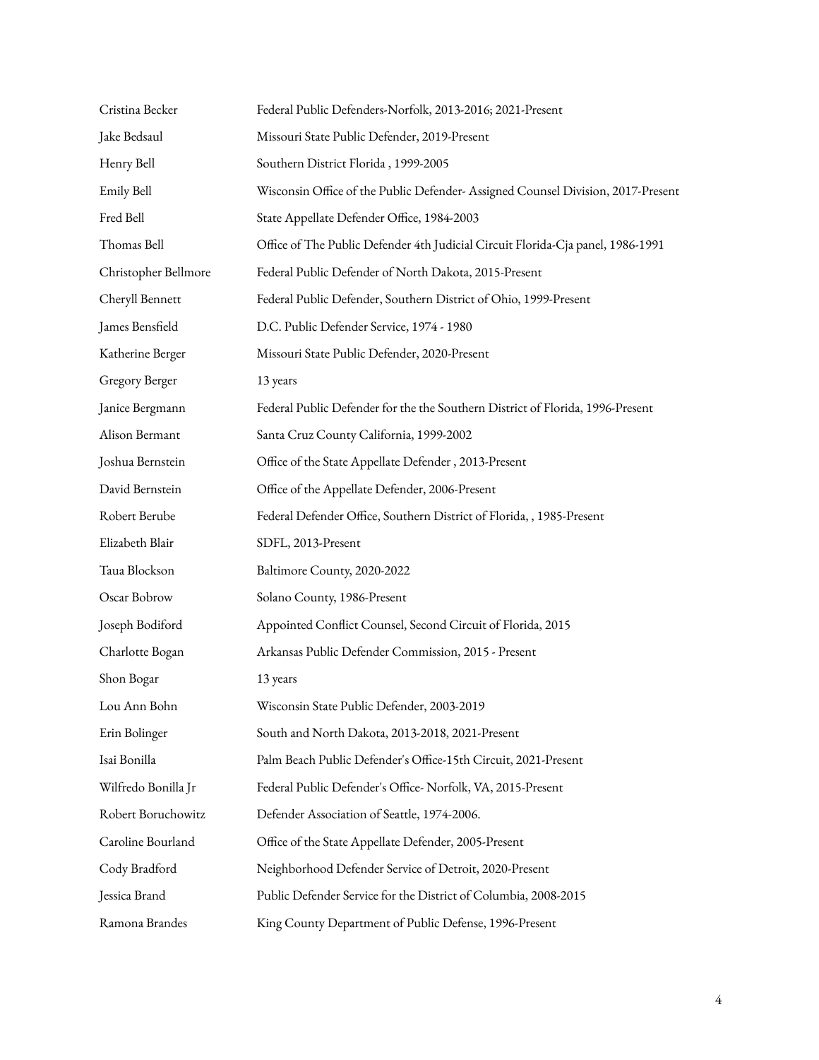| | |
|---|---|
| Cristina Becker | Federal Public Defenders-Norfolk, 2013-2016; 2021-Present |
| Jake Bedsaul | Missouri State Public Defender, 2019-Present |
| Henry Bell | Southern District Florida , 1999-2005 |
| Emily Bell | Wisconsin Office of the Public Defender- Assigned Counsel Division, 2017-Present |
| Fred Bell | State Appellate Defender Office, 1984-2003 |
| Thomas Bell | Office of The Public Defender 4th Judicial Circuit Florida-Cja panel, 1986-1991 |
| Christopher Bellmore | Federal Public Defender of North Dakota, 2015-Present |
| Cheryll Bennett | Federal Public Defender, Southern District of Ohio, 1999-Present |
| James Bensfield | D.C. Public Defender Service, 1974 - 1980 |
| Katherine Berger | Missouri State Public Defender, 2020-Present |
| Gregory Berger | 13 years |
| Janice Bergmann | Federal Public Defender for the the Southern District of Florida, 1996-Present |
| Alison Bermant | Santa Cruz County California, 1999-2002 |
| Joshua Bernstein | Office of the State Appellate Defender , 2013-Present |
| David Bernstein | Office of the Appellate Defender, 2006-Present |
| Robert Berube | Federal Defender Office, Southern District of Florida, , 1985-Present |
| Elizabeth Blair | SDFL, 2013-Present |
| Taua Blockson | Baltimore County, 2020-2022 |
| Oscar Bobrow | Solano County, 1986-Present |
| Joseph Bodiford | Appointed Conflict Counsel, Second Circuit of Florida, 2015 |
| Charlotte Bogan | Arkansas Public Defender Commission, 2015 - Present |
| Shon Bogar | 13 years |
| Lou Ann Bohn | Wisconsin State Public Defender, 2003-2019 |
| Erin Bolinger | South and North Dakota, 2013-2018, 2021-Present |
| Isai Bonilla | Palm Beach Public Defender's Office-15th Circuit, 2021-Present |
| Wilfredo Bonilla Jr | Federal Public Defender's Office- Norfolk, VA, 2015-Present |
| Robert Boruchowitz | Defender Association of Seattle, 1974-2006. |
| Caroline Bourland | Office of the State Appellate Defender, 2005-Present |
| Cody Bradford | Neighborhood Defender Service of Detroit, 2020-Present |
| Jessica Brand | Public Defender Service for the District of Columbia, 2008-2015 |
| Ramona Brandes | King County Department of Public Defense, 1996-Present |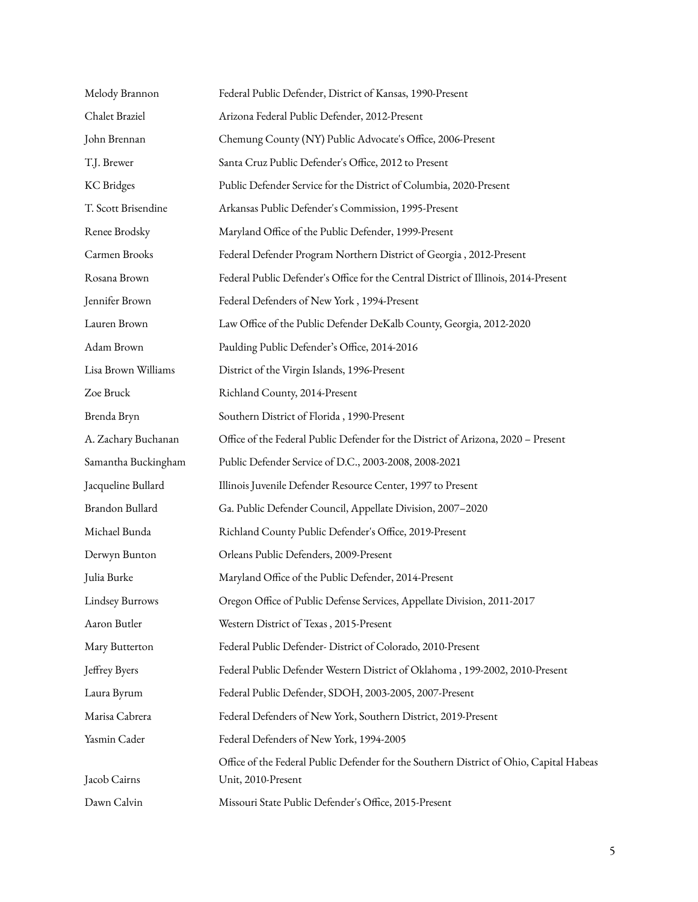| | |
|---|---|
| Melody Brannon | Federal Public Defender, District of Kansas, 1990-Present |
| Chalet Braziel | Arizona Federal Public Defender, 2012-Present |
| John Brennan | Chemung County (NY) Public Advocate's Office, 2006-Present |
| T.J. Brewer | Santa Cruz Public Defender's Office, 2012 to Present |
| KC Bridges | Public Defender Service for the District of Columbia, 2020-Present |
| T. Scott Brisendine | Arkansas Public Defender's Commission, 1995-Present |
| Renee Brodsky | Maryland Office of the Public Defender, 1999-Present |
| Carmen Brooks | Federal Defender Program Northern District of Georgia , 2012-Present |
| Rosana Brown | Federal Public Defender's Office for the Central District of Illinois, 2014-Present |
| Jennifer Brown | Federal Defenders of New York , 1994-Present |
| Lauren Brown | Law Office of the Public Defender DeKalb County, Georgia, 2012-2020 |
| Adam Brown | Paulding Public Defender's Office, 2014-2016 |
| Lisa Brown Williams | District of the Virgin Islands, 1996-Present |
| Zoe Bruck | Richland County, 2014-Present |
| Brenda Bryn | Southern District of Florida , 1990-Present |
| A. Zachary Buchanan | Office of the Federal Public Defender for the District of Arizona, 2020 – Present |
| Samantha Buckingham | Public Defender Service of D.C., 2003-2008, 2008-2021 |
| Jacqueline Bullard | Illinois Juvenile Defender Resource Center, 1997 to Present |
| Brandon Bullard | Ga. Public Defender Council, Appellate Division, 2007–2020 |
| Michael Bunda | Richland County Public Defender's Office, 2019-Present |
| Derwyn Bunton | Orleans Public Defenders, 2009-Present |
| Julia Burke | Maryland Office of the Public Defender, 2014-Present |
| Lindsey Burrows | Oregon Office of Public Defense Services, Appellate Division, 2011-2017 |
| Aaron Butler | Western District of Texas , 2015-Present |
| Mary Butterton | Federal Public Defender- District of Colorado, 2010-Present |
| Jeffrey Byers | Federal Public Defender Western District of Oklahoma , 199-2002, 2010-Present |
| Laura Byrum | Federal Public Defender, SDOH, 2003-2005, 2007-Present |
| Marisa Cabrera | Federal Defenders of New York, Southern District, 2019-Present |
| Yasmin Cader | Federal Defenders of New York, 1994-2005 |
| Jacob Cairns | Office of the Federal Public Defender for the Southern District of Ohio, Capital Habeas Unit, 2010-Present |
| Dawn Calvin | Missouri State Public Defender's Office, 2015-Present |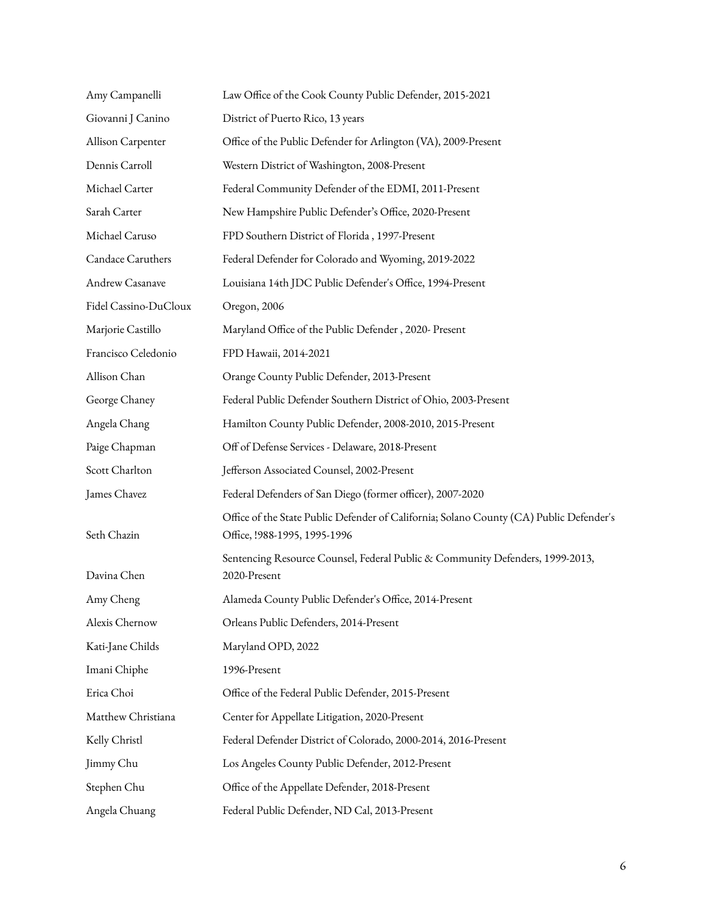| | |
|---|---|
| Amy Campanelli | Law Office of the Cook County Public Defender, 2015-2021 |
| Giovanni J Canino | District of Puerto Rico, 13 years |
| Allison Carpenter | Office of the Public Defender for Arlington (VA), 2009-Present |
| Dennis Carroll | Western District of Washington, 2008-Present |
| Michael Carter | Federal Community Defender of the EDMI, 2011-Present |
| Sarah Carter | New Hampshire Public Defender's Office, 2020-Present |
| Michael Caruso | FPD Southern District of Florida , 1997-Present |
| Candace Caruthers | Federal Defender for Colorado and Wyoming, 2019-2022 |
| Andrew Casanave | Louisiana 14th JDC Public Defender's Office, 1994-Present |
| Fidel Cassino-DuCloux | Oregon, 2006 |
| Marjorie Castillo | Maryland Office of the Public Defender , 2020- Present |
| Francisco Celedonio | FPD Hawaii, 2014-2021 |
| Allison Chan | Orange County Public Defender, 2013-Present |
| George Chaney | Federal Public Defender Southern District of Ohio, 2003-Present |
| Angela Chang | Hamilton County Public Defender, 2008-2010, 2015-Present |
| Paige Chapman | Off of Defense Services - Delaware, 2018-Present |
| Scott Charlton | Jefferson Associated Counsel, 2002-Present |
| James Chavez | Federal Defenders of San Diego (former officer), 2007-2020 |
| Seth Chazin | Office of the State Public Defender of California; Solano County (CA) Public Defender's Office, !988-1995, 1995-1996 |
| Davina Chen | Sentencing Resource Counsel, Federal Public & Community Defenders, 1999-2013, 2020-Present |
| Amy Cheng | Alameda County Public Defender's Office, 2014-Present |
| Alexis Chernow | Orleans Public Defenders, 2014-Present |
| Kati-Jane Childs | Maryland OPD, 2022 |
| Imani Chiphe | 1996-Present |
| Erica Choi | Office of the Federal Public Defender, 2015-Present |
| Matthew Christiana | Center for Appellate Litigation, 2020-Present |
| Kelly Christl | Federal Defender District of Colorado, 2000-2014, 2016-Present |
| Jimmy Chu | Los Angeles County Public Defender, 2012-Present |
| Stephen Chu | Office of the Appellate Defender, 2018-Present |
| Angela Chuang | Federal Public Defender, ND Cal, 2013-Present |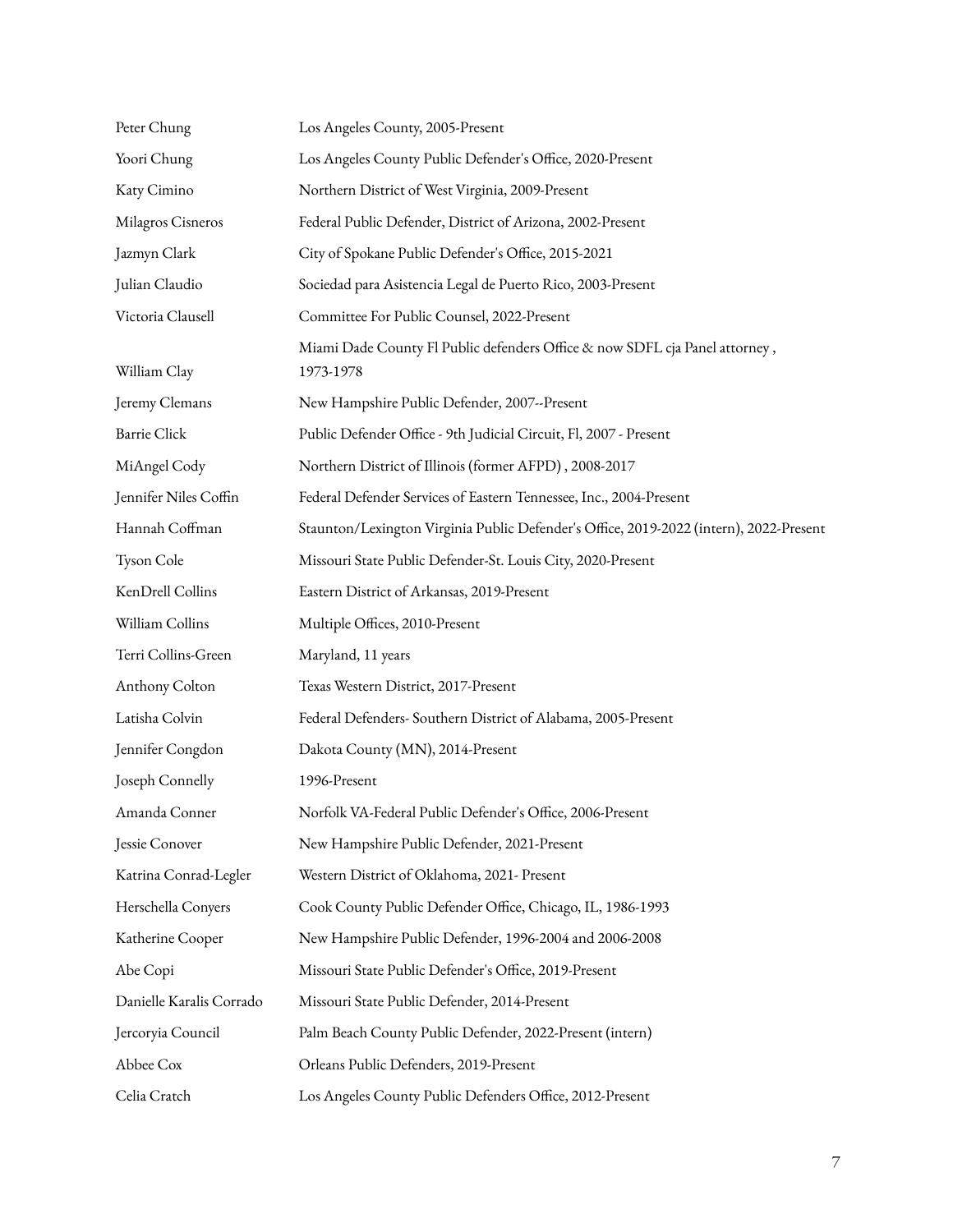| | |
|---|---|
| Peter Chung | Los Angeles County, 2005-Present |
| Yoori Chung | Los Angeles County Public Defender's Office, 2020-Present |
| Katy Cimino | Northern District of West Virginia, 2009-Present |
| Milagros Cisneros | Federal Public Defender, District of Arizona, 2002-Present |
| Jazmyn Clark | City of Spokane Public Defender's Office, 2015-2021 |
| Julian Claudio | Sociedad para Asistencia Legal de Puerto Rico, 2003-Present |
| Victoria Clausell | Committee For Public Counsel, 2022-Present |
| William Clay | Miami Dade County Fl Public defenders Office & now SDFL cja Panel attorney , 1973-1978 |
| Jeremy Clemans | New Hampshire Public Defender, 2007--Present |
| Barrie Click | Public Defender Office - 9th Judicial Circuit, Fl, 2007 - Present |
| MiAngel Cody | Northern District of Illinois (former AFPD) , 2008-2017 |
| Jennifer Niles Coffin | Federal Defender Services of Eastern Tennessee, Inc., 2004-Present |
| Hannah Coffman | Staunton/Lexington Virginia Public Defender's Office, 2019-2022 (intern), 2022-Present |
| Tyson Cole | Missouri State Public Defender-St. Louis City, 2020-Present |
| KenDrell Collins | Eastern District of Arkansas, 2019-Present |
| William Collins | Multiple Offices, 2010-Present |
| Terri Collins-Green | Maryland, 11 years |
| Anthony Colton | Texas Western District, 2017-Present |
| Latisha Colvin | Federal Defenders- Southern District of Alabama, 2005-Present |
| Jennifer Congdon | Dakota County (MN), 2014-Present |
| Joseph Connelly | 1996-Present |
| Amanda Conner | Norfolk VA-Federal Public Defender's Office, 2006-Present |
| Jessie Conover | New Hampshire Public Defender, 2021-Present |
| Katrina Conrad-Legler | Western District of Oklahoma, 2021- Present |
| Herschella Conyers | Cook County Public Defender Office, Chicago, IL, 1986-1993 |
| Katherine Cooper | New Hampshire Public Defender, 1996-2004 and 2006-2008 |
| Abe Copi | Missouri State Public Defender's Office, 2019-Present |
| Danielle Karalis Corrado | Missouri State Public Defender, 2014-Present |
| Jercoryia Council | Palm Beach County Public Defender, 2022-Present (intern) |
| Abbee Cox | Orleans Public Defenders, 2019-Present |
| Celia Cratch | Los Angeles County Public Defenders Office, 2012-Present |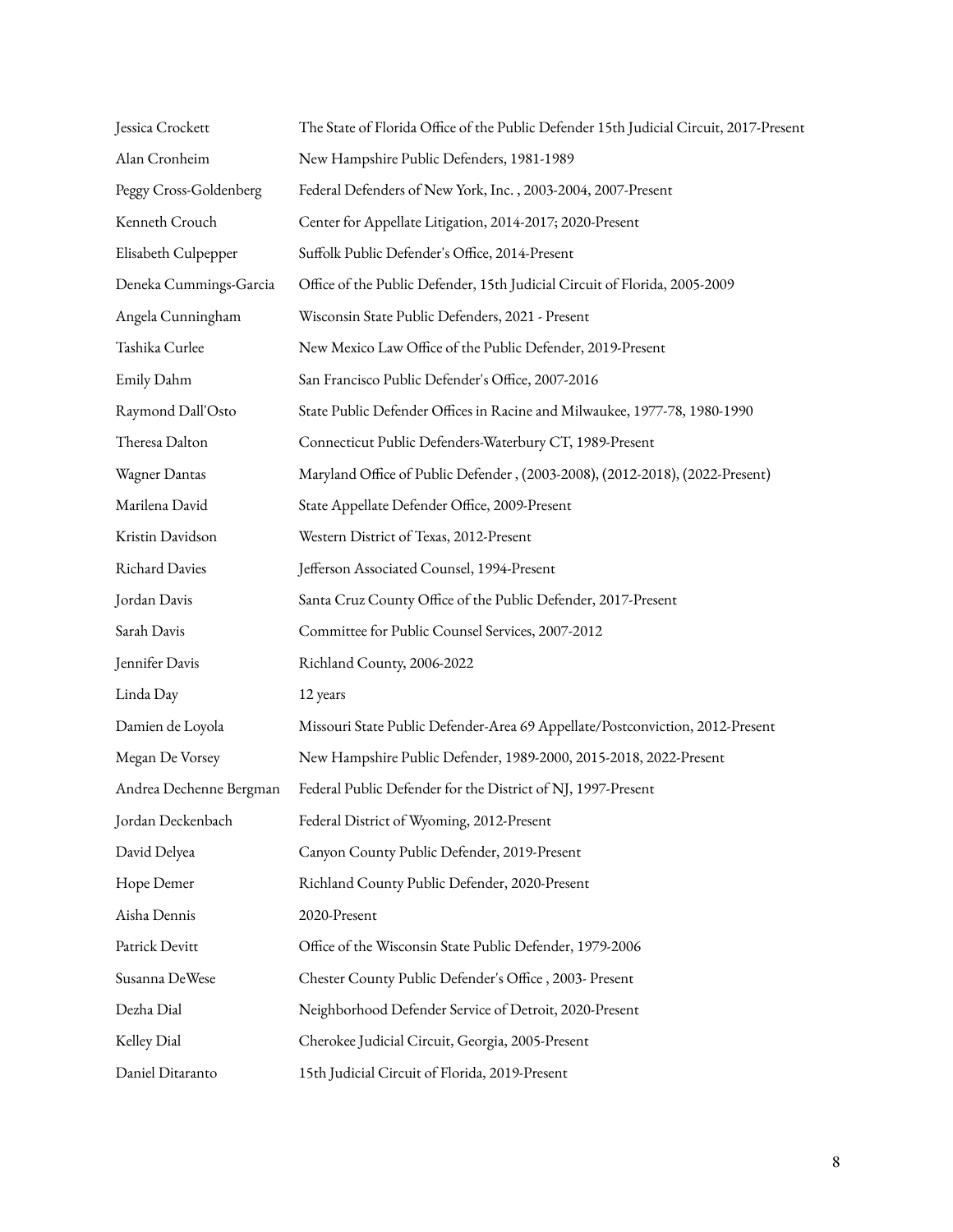| | |
|---|---|
| Jessica Crockett | The State of Florida Office of the Public Defender 15th Judicial Circuit, 2017-Present |
| Alan Cronheim | New Hampshire Public Defenders, 1981-1989 |
| Peggy Cross-Goldenberg | Federal Defenders of New York, Inc. , 2003-2004, 2007-Present |
| Kenneth Crouch | Center for Appellate Litigation, 2014-2017; 2020-Present |
| Elisabeth Culpepper | Suffolk Public Defender's Office, 2014-Present |
| Deneka Cummings-Garcia | Office of the Public Defender, 15th Judicial Circuit of Florida, 2005-2009 |
| Angela Cunningham | Wisconsin State Public Defenders, 2021 - Present |
| Tashika Curlee | New Mexico Law Office of the Public Defender, 2019-Present |
| Emily Dahm | San Francisco Public Defender's Office, 2007-2016 |
| Raymond Dall'Osto | State Public Defender Offices in Racine and Milwaukee, 1977-78, 1980-1990 |
| Theresa Dalton | Connecticut Public Defenders-Waterbury CT, 1989-Present |
| Wagner Dantas | Maryland Office of Public Defender , (2003-2008), (2012-2018), (2022-Present) |
| Marilena David | State Appellate Defender Office, 2009-Present |
| Kristin Davidson | Western District of Texas, 2012-Present |
| Richard Davies | Jefferson Associated Counsel, 1994-Present |
| Jordan Davis | Santa Cruz County Office of the Public Defender, 2017-Present |
| Sarah Davis | Committee for Public Counsel Services, 2007-2012 |
| Jennifer Davis | Richland County, 2006-2022 |
| Linda Day | 12 years |
| Damien de Loyola | Missouri State Public Defender-Area 69 Appellate/Postconviction, 2012-Present |
| Megan De Vorsey | New Hampshire Public Defender, 1989-2000, 2015-2018, 2022-Present |
| Andrea Dechenne Bergman | Federal Public Defender for the District of NJ, 1997-Present |
| Jordan Deckenbach | Federal District of Wyoming, 2012-Present |
| David Delyea | Canyon County Public Defender, 2019-Present |
| Hope Demer | Richland County Public Defender, 2020-Present |
| Aisha Dennis | 2020-Present |
| Patrick Devitt | Office of the Wisconsin State Public Defender, 1979-2006 |
| Susanna DeWese | Chester County Public Defender's Office , 2003- Present |
| Dezha Dial | Neighborhood Defender Service of Detroit, 2020-Present |
| Kelley Dial | Cherokee Judicial Circuit, Georgia, 2005-Present |
| Daniel Ditaranto | 15th Judicial Circuit of Florida, 2019-Present |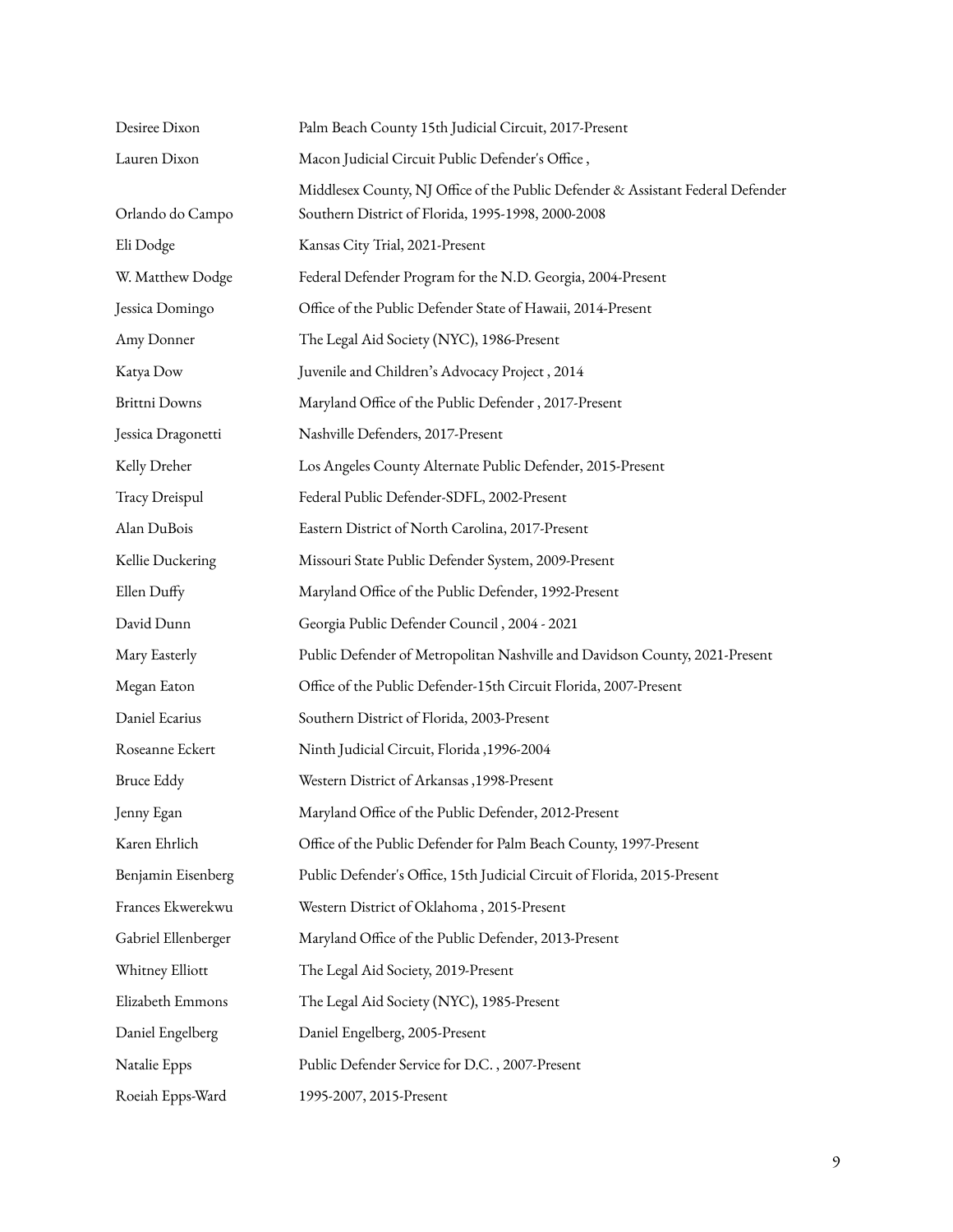| | |
|---|---|
| Desiree Dixon | Palm Beach County 15th Judicial Circuit, 2017-Present |
| Lauren Dixon | Macon Judicial Circuit Public Defender's Office , |
| Orlando do Campo | Middlesex County, NJ Office of the Public Defender & Assistant Federal Defender Southern District of Florida, 1995-1998, 2000-2008 |
| Eli Dodge | Kansas City Trial, 2021-Present |
| W. Matthew Dodge | Federal Defender Program for the N.D. Georgia, 2004-Present |
| Jessica Domingo | Office of the Public Defender State of Hawaii, 2014-Present |
| Amy Donner | The Legal Aid Society (NYC), 1986-Present |
| Katya Dow | Juvenile and Children's Advocacy Project , 2014 |
| Brittni Downs | Maryland Office of the Public Defender , 2017-Present |
| Jessica Dragonetti | Nashville Defenders, 2017-Present |
| Kelly Dreher | Los Angeles County Alternate Public Defender, 2015-Present |
| Tracy Dreispul | Federal Public Defender-SDFL, 2002-Present |
| Alan DuBois | Eastern District of North Carolina, 2017-Present |
| Kellie Duckering | Missouri State Public Defender System, 2009-Present |
| Ellen Duffy | Maryland Office of the Public Defender, 1992-Present |
| David Dunn | Georgia Public Defender Council , 2004 - 2021 |
| Mary Easterly | Public Defender of Metropolitan Nashville and Davidson County, 2021-Present |
| Megan Eaton | Office of the Public Defender-15th Circuit Florida, 2007-Present |
| Daniel Ecarius | Southern District of Florida, 2003-Present |
| Roseanne Eckert | Ninth Judicial Circuit, Florida ,1996-2004 |
| Bruce Eddy | Western District of Arkansas ,1998-Present |
| Jenny Egan | Maryland Office of the Public Defender, 2012-Present |
| Karen Ehrlich | Office of the Public Defender for Palm Beach County, 1997-Present |
| Benjamin Eisenberg | Public Defender's Office, 15th Judicial Circuit of Florida, 2015-Present |
| Frances Ekwerekwu | Western District of Oklahoma , 2015-Present |
| Gabriel Ellenberger | Maryland Office of the Public Defender, 2013-Present |
| Whitney Elliott | The Legal Aid Society, 2019-Present |
| Elizabeth Emmons | The Legal Aid Society (NYC), 1985-Present |
| Daniel Engelberg | Daniel Engelberg, 2005-Present |
| Natalie Epps | Public Defender Service for D.C. , 2007-Present |
| Roeiah Epps-Ward | 1995-2007, 2015-Present |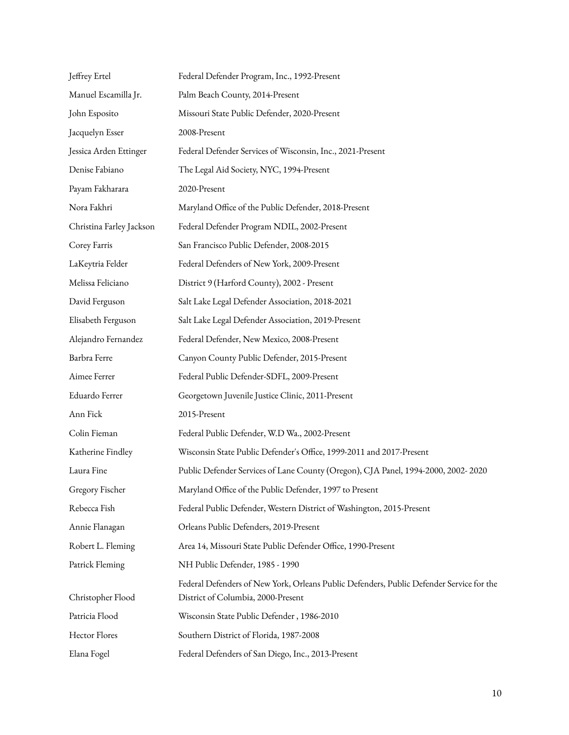| | |
|---|---|
| Jeffrey Ertel | Federal Defender Program, Inc., 1992-Present |
| Manuel Escamilla Jr. | Palm Beach County, 2014-Present |
| John Esposito | Missouri State Public Defender, 2020-Present |
| Jacquelyn Esser | 2008-Present |
| Jessica Arden Ettinger | Federal Defender Services of Wisconsin, Inc., 2021-Present |
| Denise Fabiano | The Legal Aid Society, NYC, 1994-Present |
| Payam Fakharara | 2020-Present |
| Nora Fakhri | Maryland Office of the Public Defender, 2018-Present |
| Christina Farley Jackson | Federal Defender Program NDIL, 2002-Present |
| Corey Farris | San Francisco Public Defender, 2008-2015 |
| LaKeytria Felder | Federal Defenders of New York, 2009-Present |
| Melissa Feliciano | District 9 (Harford County), 2002 - Present |
| David Ferguson | Salt Lake Legal Defender Association, 2018-2021 |
| Elisabeth Ferguson | Salt Lake Legal Defender Association, 2019-Present |
| Alejandro Fernandez | Federal Defender, New Mexico, 2008-Present |
| Barbra Ferre | Canyon County Public Defender, 2015-Present |
| Aimee Ferrer | Federal Public Defender-SDFL, 2009-Present |
| Eduardo Ferrer | Georgetown Juvenile Justice Clinic, 2011-Present |
| Ann Fick | 2015-Present |
| Colin Fieman | Federal Public Defender, W.D Wa., 2002-Present |
| Katherine Findley | Wisconsin State Public Defender's Office, 1999-2011 and 2017-Present |
| Laura Fine | Public Defender Services of Lane County (Oregon), CJA Panel, 1994-2000, 2002- 2020 |
| Gregory Fischer | Maryland Office of the Public Defender, 1997 to Present |
| Rebecca Fish | Federal Public Defender, Western District of Washington, 2015-Present |
| Annie Flanagan | Orleans Public Defenders, 2019-Present |
| Robert L. Fleming | Area 14, Missouri State Public Defender Office, 1990-Present |
| Patrick Fleming | NH Public Defender, 1985 - 1990 |
| Christopher Flood | Federal Defenders of New York, Orleans Public Defenders, Public Defender Service for the District of Columbia, 2000-Present |
| Patricia Flood | Wisconsin State Public Defender , 1986-2010 |
| Hector Flores | Southern District of Florida, 1987-2008 |
| Elana Fogel | Federal Defenders of San Diego, Inc., 2013-Present |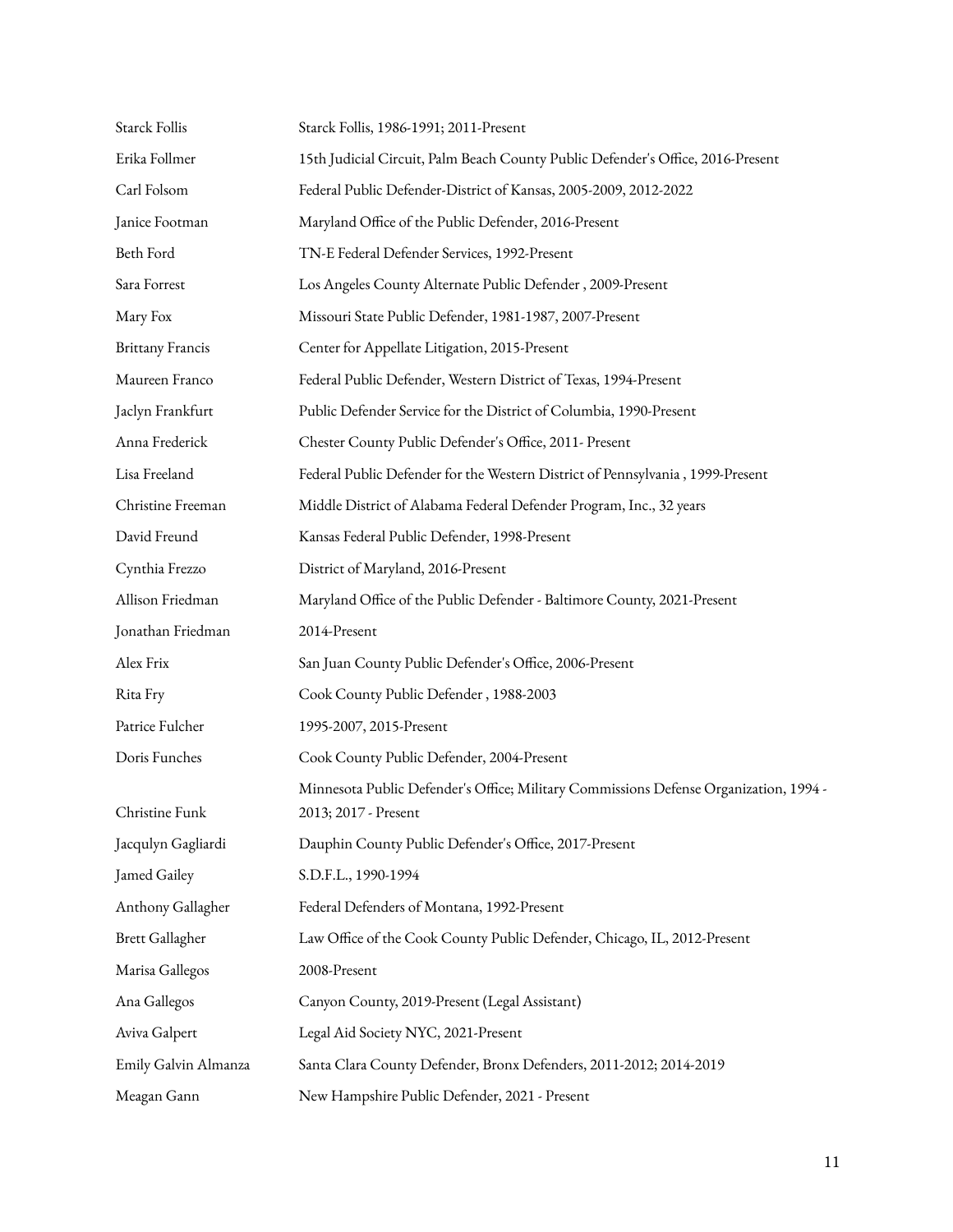| | |
|---|---|
| Starck Follis | Starck Follis, 1986-1991; 2011-Present |
| Erika Follmer | 15th Judicial Circuit, Palm Beach County Public Defender's Office, 2016-Present |
| Carl Folsom | Federal Public Defender-District of Kansas, 2005-2009, 2012-2022 |
| Janice Footman | Maryland Office of the Public Defender, 2016-Present |
| Beth Ford | TN-E Federal Defender Services, 1992-Present |
| Sara Forrest | Los Angeles County Alternate Public Defender , 2009-Present |
| Mary Fox | Missouri State Public Defender, 1981-1987, 2007-Present |
| Brittany Francis | Center for Appellate Litigation, 2015-Present |
| Maureen Franco | Federal Public Defender, Western District of Texas, 1994-Present |
| Jaclyn Frankfurt | Public Defender Service for the District of Columbia, 1990-Present |
| Anna Frederick | Chester County Public Defender's Office, 2011- Present |
| Lisa Freeland | Federal Public Defender for the Western District of Pennsylvania , 1999-Present |
| Christine Freeman | Middle District of Alabama Federal Defender Program, Inc., 32 years |
| David Freund | Kansas Federal Public Defender, 1998-Present |
| Cynthia Frezzo | District of Maryland, 2016-Present |
| Allison Friedman | Maryland Office of the Public Defender - Baltimore County, 2021-Present |
| Jonathan Friedman | 2014-Present |
| Alex Frix | San Juan County Public Defender's Office, 2006-Present |
| Rita Fry | Cook County Public Defender , 1988-2003 |
| Patrice Fulcher | 1995-2007, 2015-Present |
| Doris Funches | Cook County Public Defender, 2004-Present |
| Christine Funk | Minnesota Public Defender's Office; Military Commissions Defense Organization, 1994 - 2013; 2017 - Present |
| Jacqulyn Gagliardi | Dauphin County Public Defender's Office, 2017-Present |
| Jamed Gailey | S.D.F.L., 1990-1994 |
| Anthony Gallagher | Federal Defenders of Montana, 1992-Present |
| Brett Gallagher | Law Office of the Cook County Public Defender, Chicago, IL, 2012-Present |
| Marisa Gallegos | 2008-Present |
| Ana Gallegos | Canyon County, 2019-Present (Legal Assistant) |
| Aviva Galpert | Legal Aid Society NYC, 2021-Present |
| Emily Galvin Almanza | Santa Clara County Defender, Bronx Defenders, 2011-2012; 2014-2019 |
| Meagan Gann | New Hampshire Public Defender, 2021 - Present |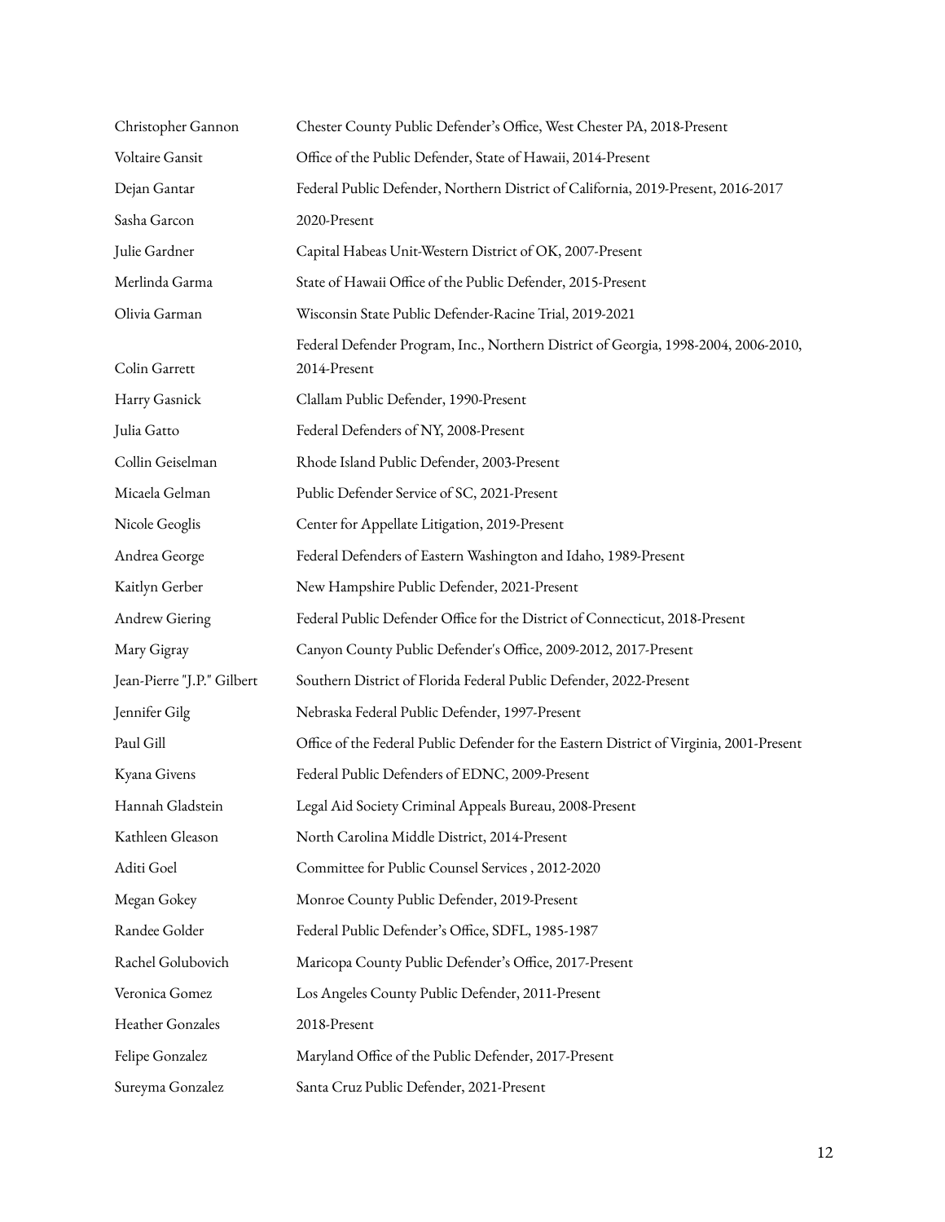| | |
|---|---|
| Christopher Gannon | Chester County Public Defender's Office, West Chester PA, 2018-Present |
| Voltaire Gansit | Office of the Public Defender, State of Hawaii, 2014-Present |
| Dejan Gantar | Federal Public Defender, Northern District of California, 2019-Present, 2016-2017 |
| Sasha Garcon | 2020-Present |
| Julie Gardner | Capital Habeas Unit-Western District of OK, 2007-Present |
| Merlinda Garma | State of Hawaii Office of the Public Defender, 2015-Present |
| Olivia Garman | Wisconsin State Public Defender-Racine Trial, 2019-2021 |
| Colin Garrett | Federal Defender Program, Inc., Northern District of Georgia, 1998-2004, 2006-2010, 2014-Present |
| Harry Gasnick | Clallam Public Defender, 1990-Present |
| Julia Gatto | Federal Defenders of NY, 2008-Present |
| Collin Geiselman | Rhode Island Public Defender, 2003-Present |
| Micaela Gelman | Public Defender Service of SC, 2021-Present |
| Nicole Geoglis | Center for Appellate Litigation, 2019-Present |
| Andrea George | Federal Defenders of Eastern Washington and Idaho, 1989-Present |
| Kaitlyn Gerber | New Hampshire Public Defender, 2021-Present |
| Andrew Giering | Federal Public Defender Office for the District of Connecticut, 2018-Present |
| Mary Gigray | Canyon County Public Defender's Office, 2009-2012, 2017-Present |
| Jean-Pierre "J.P." Gilbert | Southern District of Florida Federal Public Defender, 2022-Present |
| Jennifer Gilg | Nebraska Federal Public Defender, 1997-Present |
| Paul Gill | Office of the Federal Public Defender for the Eastern District of Virginia, 2001-Present |
| Kyana Givens | Federal Public Defenders of EDNC, 2009-Present |
| Hannah Gladstein | Legal Aid Society Criminal Appeals Bureau, 2008-Present |
| Kathleen Gleason | North Carolina Middle District, 2014-Present |
| Aditi Goel | Committee for Public Counsel Services , 2012-2020 |
| Megan Gokey | Monroe County Public Defender, 2019-Present |
| Randee Golder | Federal Public Defender's Office, SDFL, 1985-1987 |
| Rachel Golubovich | Maricopa County Public Defender's Office, 2017-Present |
| Veronica Gomez | Los Angeles County Public Defender, 2011-Present |
| Heather Gonzales | 2018-Present |
| Felipe Gonzalez | Maryland Office of the Public Defender, 2017-Present |
| Sureyma Gonzalez | Santa Cruz Public Defender, 2021-Present |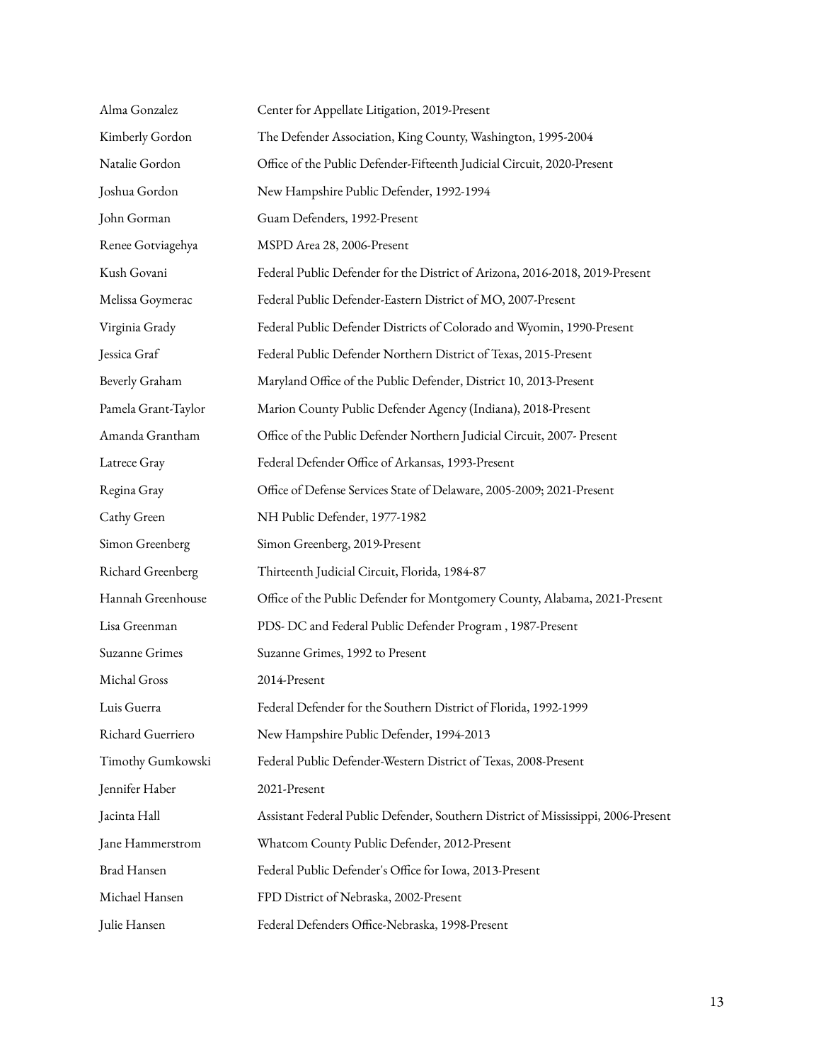| | |
|---|---|
| Alma Gonzalez | Center for Appellate Litigation, 2019-Present |
| Kimberly Gordon | The Defender Association, King County, Washington, 1995-2004 |
| Natalie Gordon | Office of the Public Defender-Fifteenth Judicial Circuit, 2020-Present |
| Joshua Gordon | New Hampshire Public Defender, 1992-1994 |
| John Gorman | Guam Defenders, 1992-Present |
| Renee Gotviagehya | MSPD Area 28, 2006-Present |
| Kush Govani | Federal Public Defender for the District of Arizona, 2016-2018, 2019-Present |
| Melissa Goymerac | Federal Public Defender-Eastern District of MO, 2007-Present |
| Virginia Grady | Federal Public Defender Districts of Colorado and Wyomin, 1990-Present |
| Jessica Graf | Federal Public Defender Northern District of Texas, 2015-Present |
| Beverly Graham | Maryland Office of the Public Defender, District 10, 2013-Present |
| Pamela Grant-Taylor | Marion County Public Defender Agency (Indiana), 2018-Present |
| Amanda Grantham | Office of the Public Defender Northern Judicial Circuit, 2007- Present |
| Latrece Gray | Federal Defender Office of Arkansas, 1993-Present |
| Regina Gray | Office of Defense Services State of Delaware, 2005-2009; 2021-Present |
| Cathy Green | NH Public Defender, 1977-1982 |
| Simon Greenberg | Simon Greenberg, 2019-Present |
| Richard Greenberg | Thirteenth Judicial Circuit, Florida, 1984-87 |
| Hannah Greenhouse | Office of the Public Defender for Montgomery County, Alabama, 2021-Present |
| Lisa Greenman | PDS- DC and Federal Public Defender Program , 1987-Present |
| Suzanne Grimes | Suzanne Grimes, 1992 to Present |
| Michal Gross | 2014-Present |
| Luis Guerra | Federal Defender for the Southern District of Florida, 1992-1999 |
| Richard Guerriero | New Hampshire Public Defender, 1994-2013 |
| Timothy Gumkowski | Federal Public Defender-Western District of Texas, 2008-Present |
| Jennifer Haber | 2021-Present |
| Jacinta Hall | Assistant Federal Public Defender, Southern District of Mississippi, 2006-Present |
| Jane Hammerstrom | Whatcom County Public Defender, 2012-Present |
| Brad Hansen | Federal Public Defender's Office for Iowa, 2013-Present |
| Michael Hansen | FPD District of Nebraska, 2002-Present |
| Julie Hansen | Federal Defenders Office-Nebraska, 1998-Present |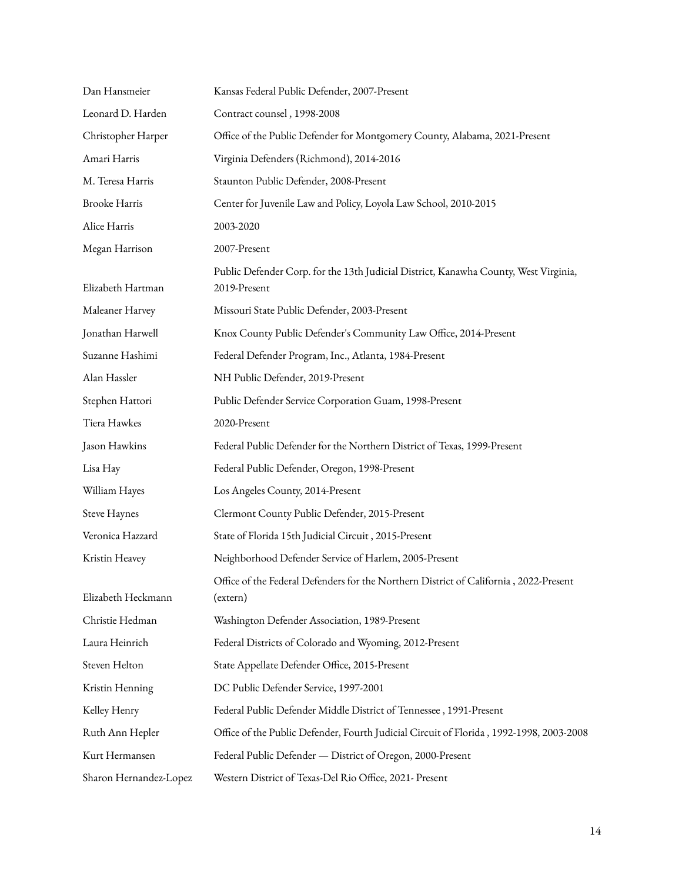| | |
|---|---|
| Dan Hansmeier | Kansas Federal Public Defender, 2007-Present |
| Leonard D. Harden | Contract counsel , 1998-2008 |
| Christopher Harper | Office of the Public Defender for Montgomery County, Alabama, 2021-Present |
| Amari Harris | Virginia Defenders (Richmond), 2014-2016 |
| M. Teresa Harris | Staunton Public Defender, 2008-Present |
| Brooke Harris | Center for Juvenile Law and Policy, Loyola Law School, 2010-2015 |
| Alice Harris | 2003-2020 |
| Megan Harrison | 2007-Present |
| Elizabeth Hartman | Public Defender Corp. for the 13th Judicial District, Kanawha County, West Virginia, 2019-Present |
| Maleaner Harvey | Missouri State Public Defender, 2003-Present |
| Jonathan Harwell | Knox County Public Defender's Community Law Office, 2014-Present |
| Suzanne Hashimi | Federal Defender Program, Inc., Atlanta, 1984-Present |
| Alan Hassler | NH Public Defender, 2019-Present |
| Stephen Hattori | Public Defender Service Corporation Guam, 1998-Present |
| Tiera Hawkes | 2020-Present |
| Jason Hawkins | Federal Public Defender for the Northern District of Texas, 1999-Present |
| Lisa Hay | Federal Public Defender, Oregon, 1998-Present |
| William Hayes | Los Angeles County, 2014-Present |
| Steve Haynes | Clermont County Public Defender, 2015-Present |
| Veronica Hazzard | State of Florida 15th Judicial Circuit , 2015-Present |
| Kristin Heavey | Neighborhood Defender Service of Harlem, 2005-Present |
| Elizabeth Heckmann | Office of the Federal Defenders for the Northern District of California , 2022-Present (extern) |
| Christie Hedman | Washington Defender Association, 1989-Present |
| Laura Heinrich | Federal Districts of Colorado and Wyoming, 2012-Present |
| Steven Helton | State Appellate Defender Office, 2015-Present |
| Kristin Henning | DC Public Defender Service, 1997-2001 |
| Kelley Henry | Federal Public Defender Middle District of Tennessee , 1991-Present |
| Ruth Ann Hepler | Office of the Public Defender, Fourth Judicial Circuit of Florida , 1992-1998, 2003-2008 |
| Kurt Hermansen | Federal Public Defender — District of Oregon, 2000-Present |
| Sharon Hernandez-Lopez | Western District of Texas-Del Rio Office, 2021- Present |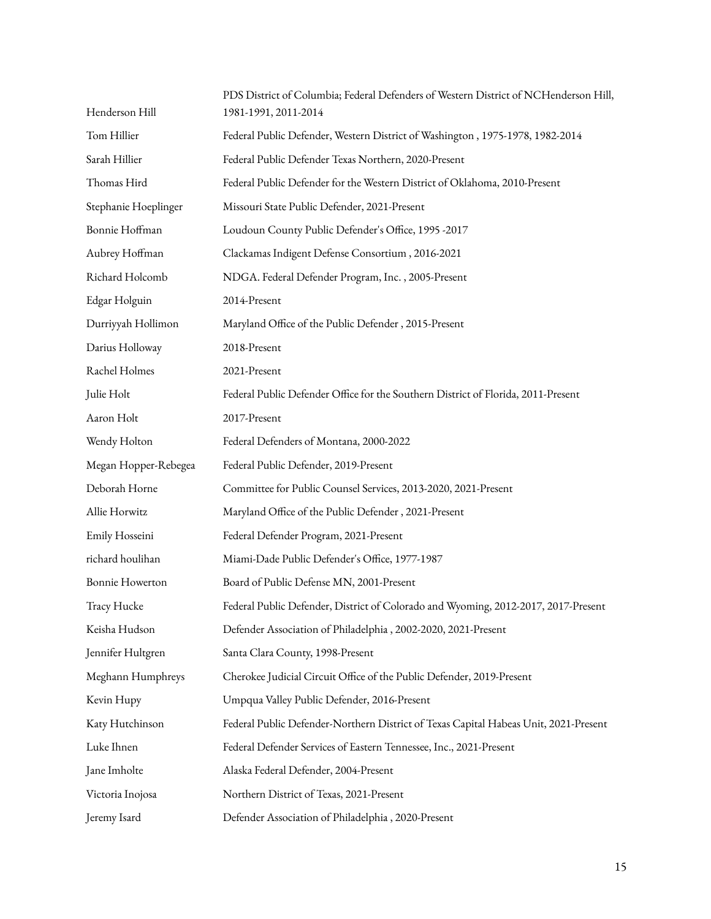| | |
|---|---|
| Henderson Hill | PDS District of Columbia; Federal Defenders of Western District of NCHenderson Hill, 1981-1991, 2011-2014 |
| Tom Hillier | Federal Public Defender, Western District of Washington , 1975-1978, 1982-2014 |
| Sarah Hillier | Federal Public Defender Texas Northern, 2020-Present |
| Thomas Hird | Federal Public Defender for the Western District of Oklahoma, 2010-Present |
| Stephanie Hoeplinger | Missouri State Public Defender, 2021-Present |
| Bonnie Hoffman | Loudoun County Public Defender's Office, 1995 -2017 |
| Aubrey Hoffman | Clackamas Indigent Defense Consortium , 2016-2021 |
| Richard Holcomb | NDGA. Federal Defender Program, Inc. , 2005-Present |
| Edgar Holguin | 2014-Present |
| Durriyyah Hollimon | Maryland Office of the Public Defender , 2015-Present |
| Darius Holloway | 2018-Present |
| Rachel Holmes | 2021-Present |
| Julie Holt | Federal Public Defender Office for the Southern District of Florida, 2011-Present |
| Aaron Holt | 2017-Present |
| Wendy Holton | Federal Defenders of Montana, 2000-2022 |
| Megan Hopper-Rebegea | Federal Public Defender, 2019-Present |
| Deborah Horne | Committee for Public Counsel Services, 2013-2020, 2021-Present |
| Allie Horwitz | Maryland Office of the Public Defender , 2021-Present |
| Emily Hosseini | Federal Defender Program, 2021-Present |
| richard houlihan | Miami-Dade Public Defender's Office, 1977-1987 |
| Bonnie Howerton | Board of Public Defense MN, 2001-Present |
| Tracy Hucke | Federal Public Defender, District of Colorado and Wyoming, 2012-2017, 2017-Present |
| Keisha Hudson | Defender Association of Philadelphia , 2002-2020, 2021-Present |
| Jennifer Hultgren | Santa Clara County, 1998-Present |
| Meghann Humphreys | Cherokee Judicial Circuit Office of the Public Defender, 2019-Present |
| Kevin Hupy | Umpqua Valley Public Defender, 2016-Present |
| Katy Hutchinson | Federal Public Defender-Northern District of Texas Capital Habeas Unit, 2021-Present |
| Luke Ihnen | Federal Defender Services of Eastern Tennessee, Inc., 2021-Present |
| Jane Imholte | Alaska Federal Defender, 2004-Present |
| Victoria Inojosa | Northern District of Texas, 2021-Present |
| Jeremy Isard | Defender Association of Philadelphia , 2020-Present |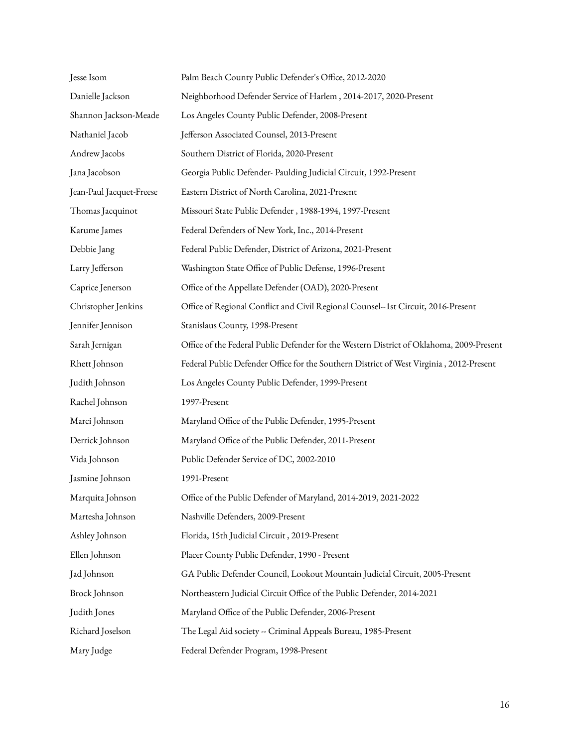| | |
|---|---|
| Jesse Isom | Palm Beach County Public Defender's Office, 2012-2020 |
| Danielle Jackson | Neighborhood Defender Service of Harlem , 2014-2017, 2020-Present |
| Shannon Jackson-Meade | Los Angeles County Public Defender, 2008-Present |
| Nathaniel Jacob | Jefferson Associated Counsel, 2013-Present |
| Andrew Jacobs | Southern District of Florida, 2020-Present |
| Jana Jacobson | Georgia Public Defender- Paulding Judicial Circuit, 1992-Present |
| Jean-Paul Jacquet-Freese | Eastern District of North Carolina, 2021-Present |
| Thomas Jacquinot | Missouri State Public Defender , 1988-1994, 1997-Present |
| Karume James | Federal Defenders of New York, Inc., 2014-Present |
| Debbie Jang | Federal Public Defender, District of Arizona, 2021-Present |
| Larry Jefferson | Washington State Office of Public Defense, 1996-Present |
| Caprice Jenerson | Office of the Appellate Defender (OAD), 2020-Present |
| Christopher Jenkins | Office of Regional Conflict and Civil Regional Counsel--1st Circuit, 2016-Present |
| Jennifer Jennison | Stanislaus County, 1998-Present |
| Sarah Jernigan | Office of the Federal Public Defender for the Western District of Oklahoma, 2009-Present |
| Rhett Johnson | Federal Public Defender Office for the Southern District of West Virginia , 2012-Present |
| Judith Johnson | Los Angeles County Public Defender, 1999-Present |
| Rachel Johnson | 1997-Present |
| Marci Johnson | Maryland Office of the Public Defender, 1995-Present |
| Derrick Johnson | Maryland Office of the Public Defender, 2011-Present |
| Vida Johnson | Public Defender Service of DC, 2002-2010 |
| Jasmine Johnson | 1991-Present |
| Marquita Johnson | Office of the Public Defender of Maryland, 2014-2019, 2021-2022 |
| Martesha Johnson | Nashville Defenders, 2009-Present |
| Ashley Johnson | Florida, 15th Judicial Circuit , 2019-Present |
| Ellen Johnson | Placer County Public Defender, 1990 - Present |
| Jad Johnson | GA Public Defender Council, Lookout Mountain Judicial Circuit, 2005-Present |
| Brock Johnson | Northeastern Judicial Circuit Office of the Public Defender, 2014-2021 |
| Judith Jones | Maryland Office of the Public Defender, 2006-Present |
| Richard Joselson | The Legal Aid society -- Criminal Appeals Bureau, 1985-Present |
| Mary Judge | Federal Defender Program, 1998-Present |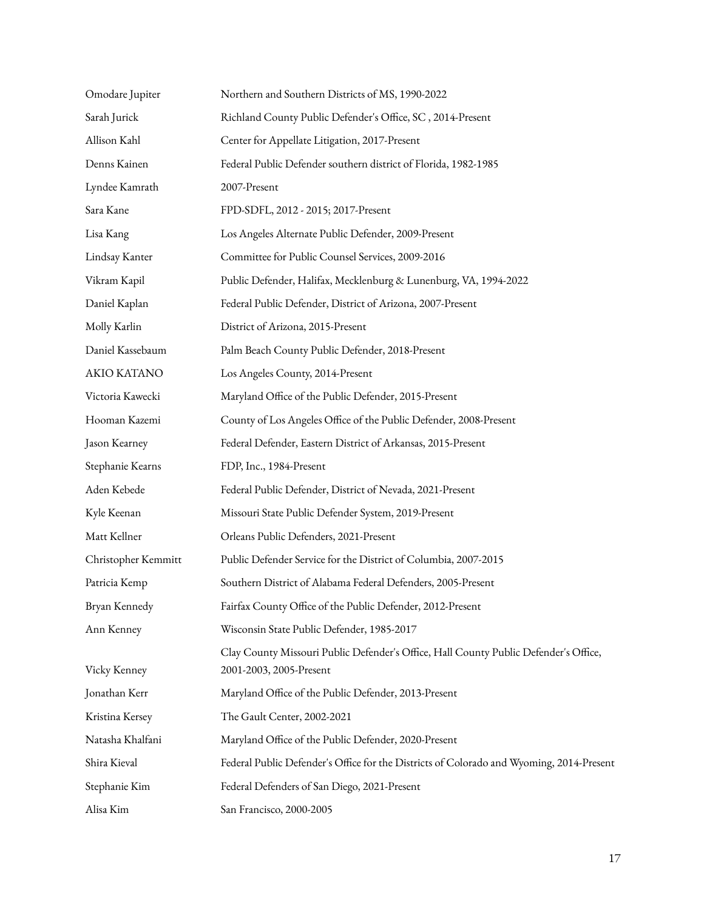| | |
|---|---|
| Omodare Jupiter | Northern and Southern Districts of MS, 1990-2022 |
| Sarah Jurick | Richland County Public Defender's Office, SC , 2014-Present |
| Allison Kahl | Center for Appellate Litigation, 2017-Present |
| Denns Kainen | Federal Public Defender southern district of Florida, 1982-1985 |
| Lyndee Kamrath | 2007-Present |
| Sara Kane | FPD-SDFL, 2012 - 2015; 2017-Present |
| Lisa Kang | Los Angeles Alternate Public Defender, 2009-Present |
| Lindsay Kanter | Committee for Public Counsel Services, 2009-2016 |
| Vikram Kapil | Public Defender, Halifax, Mecklenburg & Lunenburg, VA, 1994-2022 |
| Daniel Kaplan | Federal Public Defender, District of Arizona, 2007-Present |
| Molly Karlin | District of Arizona, 2015-Present |
| Daniel Kassebaum | Palm Beach County Public Defender, 2018-Present |
| AKIO KATANO | Los Angeles County, 2014-Present |
| Victoria Kawecki | Maryland Office of the Public Defender, 2015-Present |
| Hooman Kazemi | County of Los Angeles Office of the Public Defender, 2008-Present |
| Jason Kearney | Federal Defender, Eastern District of Arkansas, 2015-Present |
| Stephanie Kearns | FDP, Inc., 1984-Present |
| Aden Kebede | Federal Public Defender, District of Nevada, 2021-Present |
| Kyle Keenan | Missouri State Public Defender System, 2019-Present |
| Matt Kellner | Orleans Public Defenders, 2021-Present |
| Christopher Kemmitt | Public Defender Service for the District of Columbia, 2007-2015 |
| Patricia Kemp | Southern District of Alabama Federal Defenders, 2005-Present |
| Bryan Kennedy | Fairfax County Office of the Public Defender, 2012-Present |
| Ann Kenney | Wisconsin State Public Defender, 1985-2017 |
| Vicky Kenney | Clay County Missouri Public Defender's Office, Hall County Public Defender's Office, 2001-2003, 2005-Present |
| Jonathan Kerr | Maryland Office of the Public Defender, 2013-Present |
| Kristina Kersey | The Gault Center, 2002-2021 |
| Natasha Khalfani | Maryland Office of the Public Defender, 2020-Present |
| Shira Kieval | Federal Public Defender's Office for the Districts of Colorado and Wyoming, 2014-Present |
| Stephanie Kim | Federal Defenders of San Diego, 2021-Present |
| Alisa Kim | San Francisco, 2000-2005 |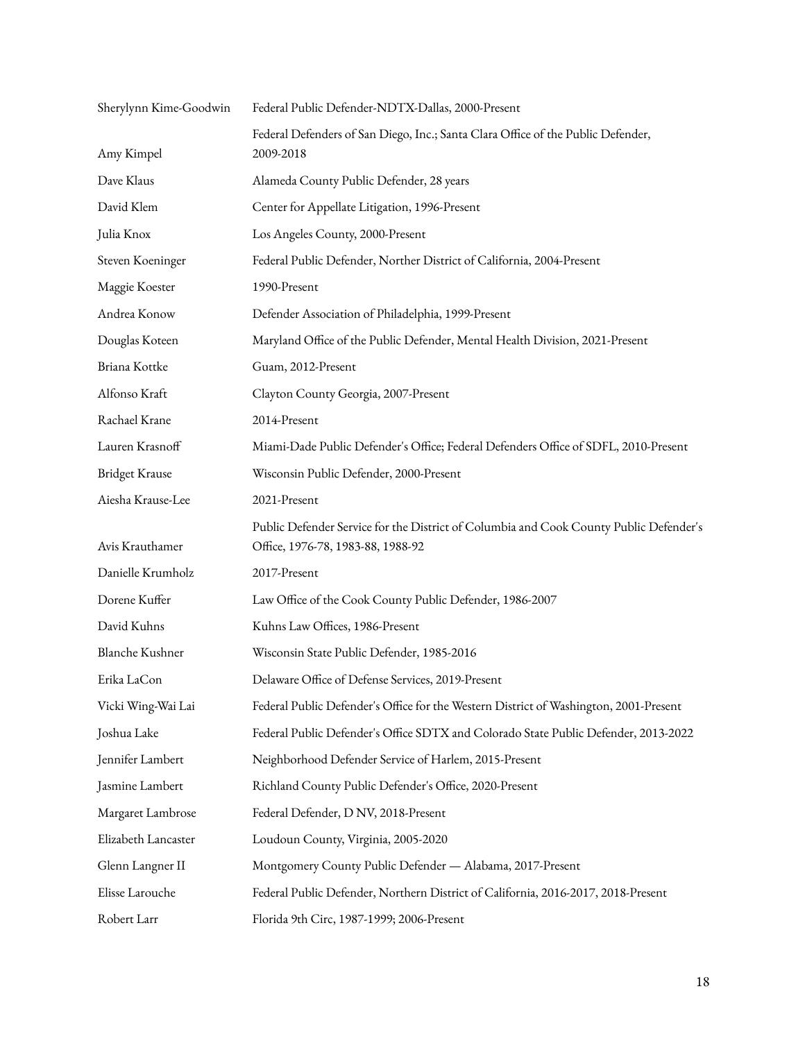| | |
|---|---|
| Sherylynn Kime-Goodwin | Federal Public Defender-NDTX-Dallas, 2000-Present |
| Amy Kimpel | Federal Defenders of San Diego, Inc.; Santa Clara Office of the Public Defender, 2009-2018 |
| Dave Klaus | Alameda County Public Defender, 28 years |
| David Klem | Center for Appellate Litigation, 1996-Present |
| Julia Knox | Los Angeles County, 2000-Present |
| Steven Koeninger | Federal Public Defender, Norther District of California, 2004-Present |
| Maggie Koester | 1990-Present |
| Andrea Konow | Defender Association of Philadelphia, 1999-Present |
| Douglas Koteen | Maryland Office of the Public Defender, Mental Health Division, 2021-Present |
| Briana Kottke | Guam, 2012-Present |
| Alfonso Kraft | Clayton County Georgia, 2007-Present |
| Rachael Krane | 2014-Present |
| Lauren Krasnoff | Miami-Dade Public Defender's Office; Federal Defenders Office of SDFL, 2010-Present |
| Bridget Krause | Wisconsin Public Defender, 2000-Present |
| Aiesha Krause-Lee | 2021-Present |
| Avis Krauthamer | Public Defender Service for the District of Columbia and Cook County Public Defender's Office, 1976-78, 1983-88, 1988-92 |
| Danielle Krumholz | 2017-Present |
| Dorene Kuffer | Law Office of the Cook County Public Defender, 1986-2007 |
| David Kuhns | Kuhns Law Offices, 1986-Present |
| Blanche Kushner | Wisconsin State Public Defender, 1985-2016 |
| Erika LaCon | Delaware Office of Defense Services, 2019-Present |
| Vicki Wing-Wai Lai | Federal Public Defender's Office for the Western District of Washington, 2001-Present |
| Joshua Lake | Federal Public Defender's Office SDTX and Colorado State Public Defender, 2013-2022 |
| Jennifer Lambert | Neighborhood Defender Service of Harlem, 2015-Present |
| Jasmine Lambert | Richland County Public Defender's Office, 2020-Present |
| Margaret Lambrose | Federal Defender, D NV, 2018-Present |
| Elizabeth Lancaster | Loudoun County, Virginia, 2005-2020 |
| Glenn Langner II | Montgomery County Public Defender — Alabama, 2017-Present |
| Elisse Larouche | Federal Public Defender, Northern District of California, 2016-2017, 2018-Present |
| Robert Larr | Florida 9th Circ, 1987-1999; 2006-Present |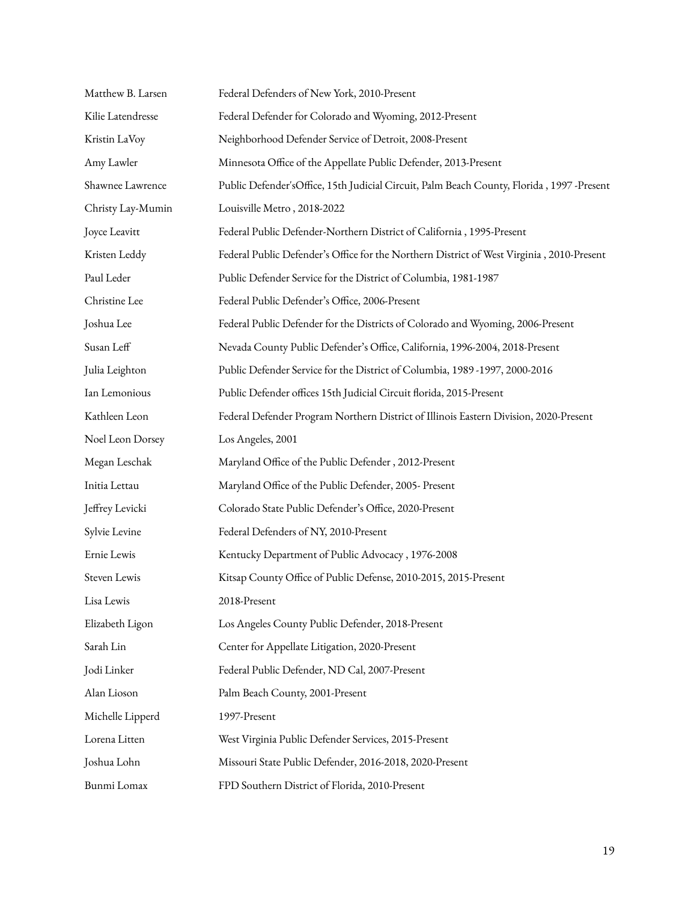| | |
|---|---|
| Matthew B. Larsen | Federal Defenders of New York, 2010-Present |
| Kilie Latendresse | Federal Defender for Colorado and Wyoming, 2012-Present |
| Kristin LaVoy | Neighborhood Defender Service of Detroit, 2008-Present |
| Amy Lawler | Minnesota Office of the Appellate Public Defender, 2013-Present |
| Shawnee Lawrence | Public Defender'sOffice, 15th Judicial Circuit, Palm Beach County, Florida , 1997 -Present |
| Christy Lay-Mumin | Louisville Metro , 2018-2022 |
| Joyce Leavitt | Federal Public Defender-Northern District of California , 1995-Present |
| Kristen Leddy | Federal Public Defender's Office for the Northern District of West Virginia , 2010-Present |
| Paul Leder | Public Defender Service for the District of Columbia, 1981-1987 |
| Christine Lee | Federal Public Defender's Office, 2006-Present |
| Joshua Lee | Federal Public Defender for the Districts of Colorado and Wyoming, 2006-Present |
| Susan Leff | Nevada County Public Defender's Office, California, 1996-2004, 2018-Present |
| Julia Leighton | Public Defender Service for the District of Columbia, 1989 -1997, 2000-2016 |
| Ian Lemonious | Public Defender offices 15th Judicial Circuit florida, 2015-Present |
| Kathleen Leon | Federal Defender Program Northern District of Illinois Eastern Division, 2020-Present |
| Noel Leon Dorsey | Los Angeles, 2001 |
| Megan Leschak | Maryland Office of the Public Defender , 2012-Present |
| Initia Lettau | Maryland Office of the Public Defender, 2005- Present |
| Jeffrey Levicki | Colorado State Public Defender's Office, 2020-Present |
| Sylvie Levine | Federal Defenders of NY, 2010-Present |
| Ernie Lewis | Kentucky Department of Public Advocacy , 1976-2008 |
| Steven Lewis | Kitsap County Office of Public Defense, 2010-2015, 2015-Present |
| Lisa Lewis | 2018-Present |
| Elizabeth Ligon | Los Angeles County Public Defender, 2018-Present |
| Sarah Lin | Center for Appellate Litigation, 2020-Present |
| Jodi Linker | Federal Public Defender, ND Cal, 2007-Present |
| Alan Lioson | Palm Beach County, 2001-Present |
| Michelle Lipperd | 1997-Present |
| Lorena Litten | West Virginia Public Defender Services, 2015-Present |
| Joshua Lohn | Missouri State Public Defender, 2016-2018, 2020-Present |
| Bunmi Lomax | FPD Southern District of Florida, 2010-Present |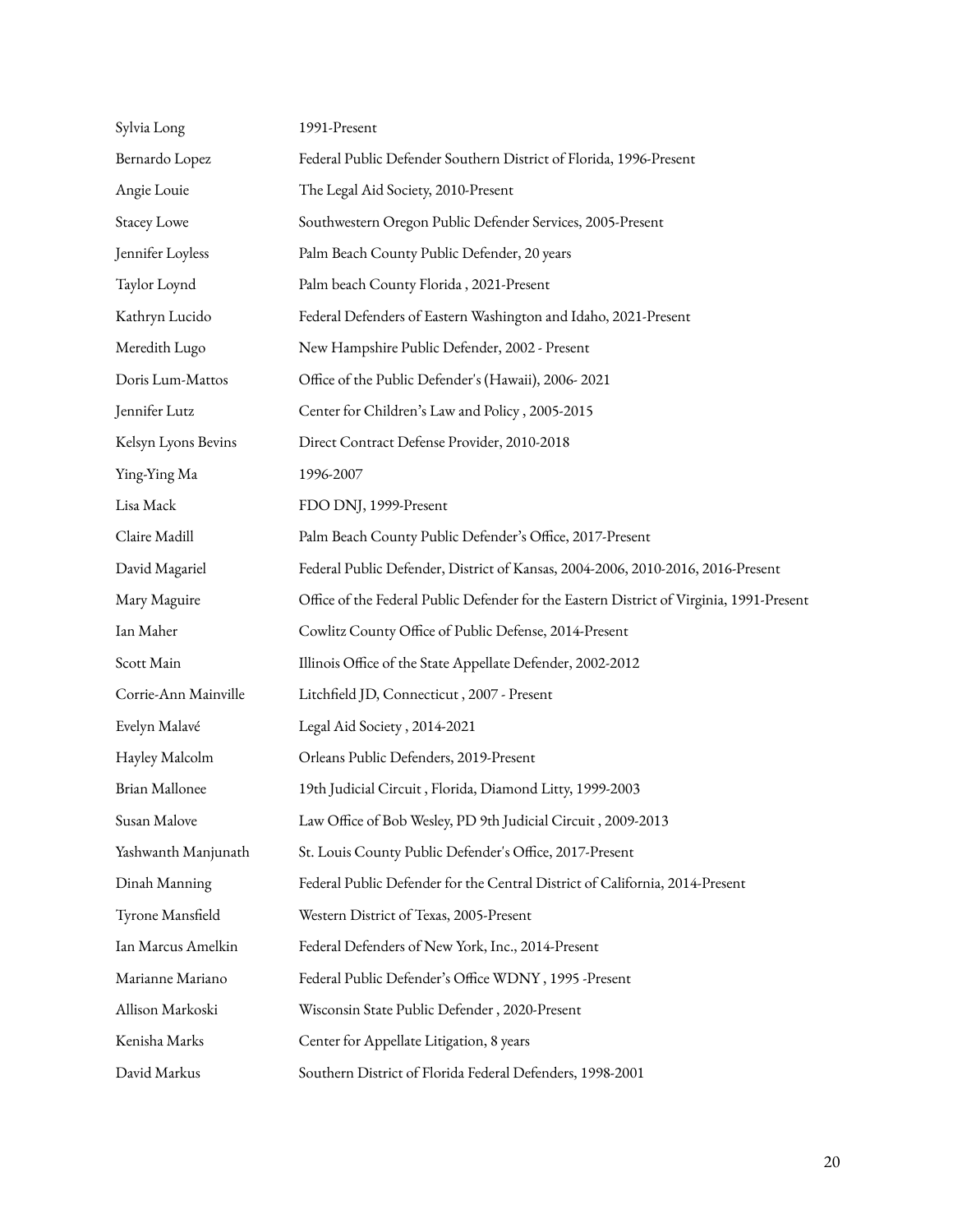| | |
|---|---|
| Sylvia Long | 1991-Present |
| Bernardo Lopez | Federal Public Defender Southern District of Florida, 1996-Present |
| Angie Louie | The Legal Aid Society, 2010-Present |
| Stacey Lowe | Southwestern Oregon Public Defender Services, 2005-Present |
| Jennifer Loyless | Palm Beach County Public Defender, 20 years |
| Taylor Loynd | Palm beach County Florida , 2021-Present |
| Kathryn Lucido | Federal Defenders of Eastern Washington and Idaho, 2021-Present |
| Meredith Lugo | New Hampshire Public Defender, 2002 - Present |
| Doris Lum-Mattos | Office of the Public Defender's (Hawaii), 2006- 2021 |
| Jennifer Lutz | Center for Children's Law and Policy , 2005-2015 |
| Kelsyn Lyons Bevins | Direct Contract Defense Provider, 2010-2018 |
| Ying-Ying Ma | 1996-2007 |
| Lisa Mack | FDO DNJ, 1999-Present |
| Claire Madill | Palm Beach County Public Defender's Office, 2017-Present |
| David Magariel | Federal Public Defender, District of Kansas, 2004-2006, 2010-2016, 2016-Present |
| Mary Maguire | Office of the Federal Public Defender for the Eastern District of Virginia, 1991-Present |
| Ian Maher | Cowlitz County Office of Public Defense, 2014-Present |
| Scott Main | Illinois Office of the State Appellate Defender, 2002-2012 |
| Corrie-Ann Mainville | Litchfield JD, Connecticut , 2007 - Present |
| Evelyn Malavé | Legal Aid Society , 2014-2021 |
| Hayley Malcolm | Orleans Public Defenders, 2019-Present |
| Brian Mallonee | 19th Judicial Circuit , Florida, Diamond Litty, 1999-2003 |
| Susan Malove | Law Office of Bob Wesley, PD 9th Judicial Circuit , 2009-2013 |
| Yashwanth Manjunath | St. Louis County Public Defender's Office, 2017-Present |
| Dinah Manning | Federal Public Defender for the Central District of California, 2014-Present |
| Tyrone Mansfield | Western District of Texas, 2005-Present |
| Ian Marcus Amelkin | Federal Defenders of New York, Inc., 2014-Present |
| Marianne Mariano | Federal Public Defender's Office WDNY , 1995 -Present |
| Allison Markoski | Wisconsin State Public Defender , 2020-Present |
| Kenisha Marks | Center for Appellate Litigation, 8 years |
| David Markus | Southern District of Florida Federal Defenders, 1998-2001 |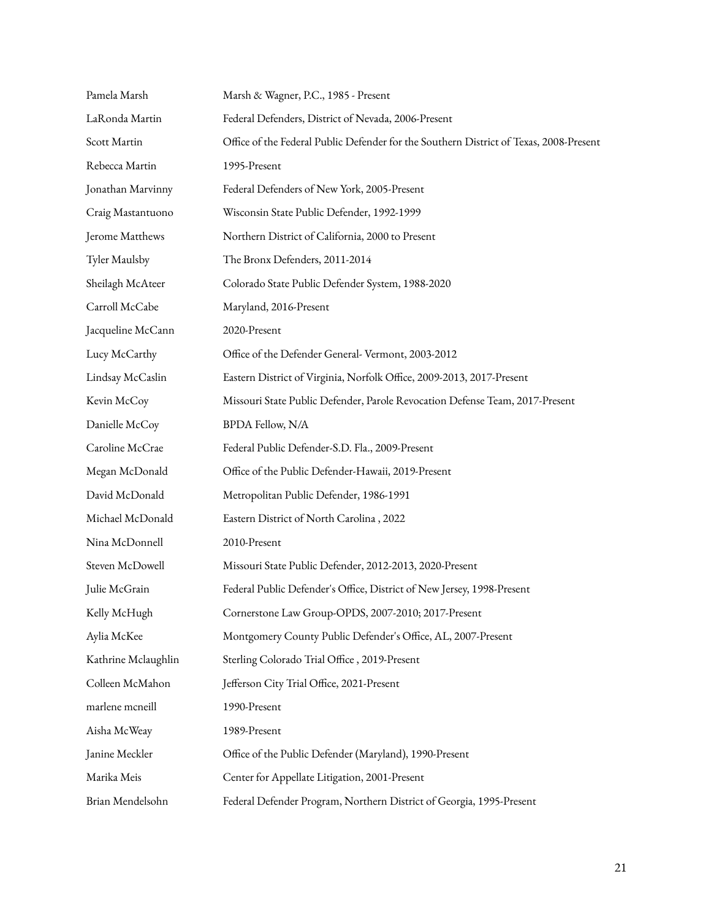| | |
|---|---|
| Pamela Marsh | Marsh & Wagner, P.C., 1985 - Present |
| LaRonda Martin | Federal Defenders, District of Nevada, 2006-Present |
| Scott Martin | Office of the Federal Public Defender for the Southern District of Texas, 2008-Present |
| Rebecca Martin | 1995-Present |
| Jonathan Marvinny | Federal Defenders of New York, 2005-Present |
| Craig Mastantuono | Wisconsin State Public Defender, 1992-1999 |
| Jerome Matthews | Northern District of California, 2000 to Present |
| Tyler Maulsby | The Bronx Defenders, 2011-2014 |
| Sheilagh McAteer | Colorado State Public Defender System, 1988-2020 |
| Carroll McCabe | Maryland, 2016-Present |
| Jacqueline McCann | 2020-Present |
| Lucy McCarthy | Office of the Defender General- Vermont, 2003-2012 |
| Lindsay McCaslin | Eastern District of Virginia, Norfolk Office, 2009-2013, 2017-Present |
| Kevin McCoy | Missouri State Public Defender, Parole Revocation Defense Team, 2017-Present |
| Danielle McCoy | BPDA Fellow, N/A |
| Caroline McCrae | Federal Public Defender-S.D. Fla., 2009-Present |
| Megan McDonald | Office of the Public Defender-Hawaii, 2019-Present |
| David McDonald | Metropolitan Public Defender, 1986-1991 |
| Michael McDonald | Eastern District of North Carolina , 2022 |
| Nina McDonnell | 2010-Present |
| Steven McDowell | Missouri State Public Defender, 2012-2013, 2020-Present |
| Julie McGrain | Federal Public Defender's Office, District of New Jersey, 1998-Present |
| Kelly McHugh | Cornerstone Law Group-OPDS, 2007-2010; 2017-Present |
| Aylia McKee | Montgomery County Public Defender's Office, AL, 2007-Present |
| Kathrine Mclaughlin | Sterling Colorado Trial Office , 2019-Present |
| Colleen McMahon | Jefferson City Trial Office, 2021-Present |
| marlene mcneill | 1990-Present |
| Aisha McWeay | 1989-Present |
| Janine Meckler | Office of the Public Defender (Maryland), 1990-Present |
| Marika Meis | Center for Appellate Litigation, 2001-Present |
| Brian Mendelsohn | Federal Defender Program, Northern District of Georgia, 1995-Present |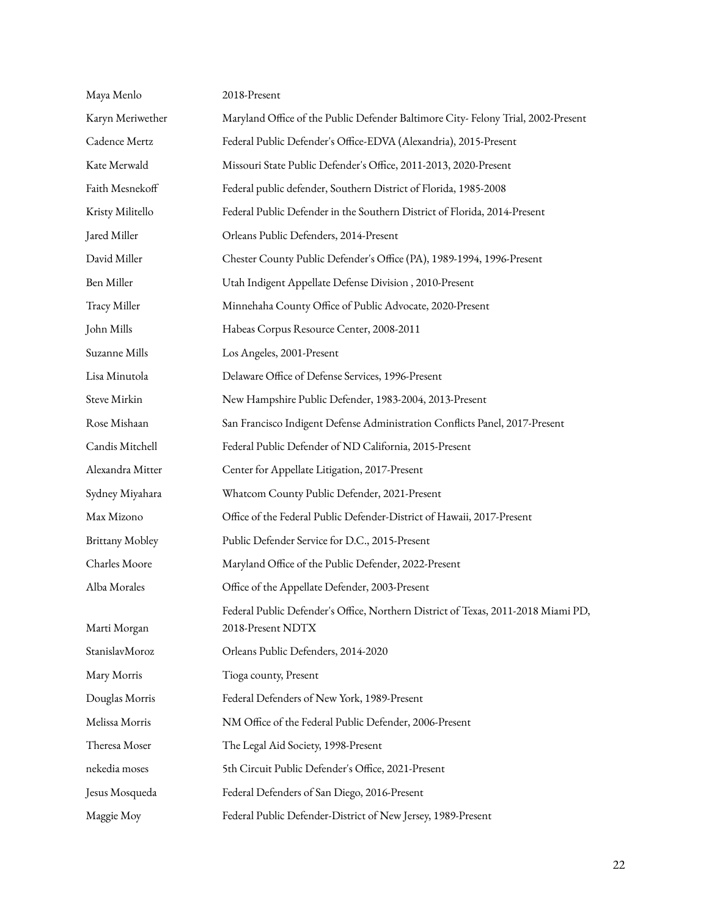| | |
|---|---|
| Maya Menlo | 2018-Present |
| Karyn Meriwether | Maryland Office of the Public Defender Baltimore City- Felony Trial, 2002-Present |
| Cadence Mertz | Federal Public Defender's Office-EDVA (Alexandria), 2015-Present |
| Kate Merwald | Missouri State Public Defender's Office, 2011-2013, 2020-Present |
| Faith Mesnekoff | Federal public defender, Southern District of Florida, 1985-2008 |
| Kristy Militello | Federal Public Defender in the Southern District of Florida, 2014-Present |
| Jared Miller | Orleans Public Defenders, 2014-Present |
| David Miller | Chester County Public Defender's Office (PA), 1989-1994, 1996-Present |
| Ben Miller | Utah Indigent Appellate Defense Division , 2010-Present |
| Tracy Miller | Minnehaha County Office of Public Advocate, 2020-Present |
| John Mills | Habeas Corpus Resource Center, 2008-2011 |
| Suzanne Mills | Los Angeles, 2001-Present |
| Lisa Minutola | Delaware Office of Defense Services, 1996-Present |
| Steve Mirkin | New Hampshire Public Defender, 1983-2004, 2013-Present |
| Rose Mishaan | San Francisco Indigent Defense Administration Conflicts Panel, 2017-Present |
| Candis Mitchell | Federal Public Defender of ND California, 2015-Present |
| Alexandra Mitter | Center for Appellate Litigation, 2017-Present |
| Sydney Miyahara | Whatcom County Public Defender, 2021-Present |
| Max Mizono | Office of the Federal Public Defender-District of Hawaii, 2017-Present |
| Brittany Mobley | Public Defender Service for D.C., 2015-Present |
| Charles Moore | Maryland Office of the Public Defender, 2022-Present |
| Alba Morales | Office of the Appellate Defender, 2003-Present |
| Marti Morgan | Federal Public Defender's Office, Northern District of Texas, 2011-2018 Miami PD, 2018-Present NDTX |
| StanislavMoroz | Orleans Public Defenders, 2014-2020 |
| Mary Morris | Tioga county, Present |
| Douglas Morris | Federal Defenders of New York, 1989-Present |
| Melissa Morris | NM Office of the Federal Public Defender, 2006-Present |
| Theresa Moser | The Legal Aid Society, 1998-Present |
| nekedia moses | 5th Circuit Public Defender's Office, 2021-Present |
| Jesus Mosqueda | Federal Defenders of San Diego, 2016-Present |
| Maggie Moy | Federal Public Defender-District of New Jersey, 1989-Present |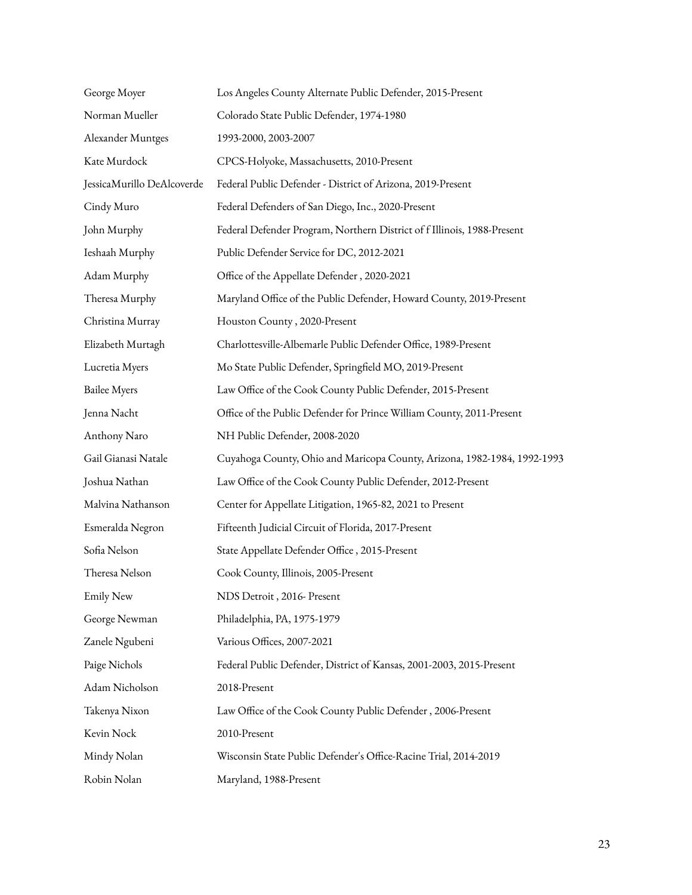| | |
|---|---|
| George Moyer | Los Angeles County Alternate Public Defender, 2015-Present |
| Norman Mueller | Colorado State Public Defender, 1974-1980 |
| Alexander Muntges | 1993-2000, 2003-2007 |
| Kate Murdock | CPCS-Holyoke, Massachusetts, 2010-Present |
| JessicaMurillo DeAlcoverde | Federal Public Defender - District of Arizona, 2019-Present |
| Cindy Muro | Federal Defenders of San Diego, Inc., 2020-Present |
| John Murphy | Federal Defender Program, Northern District of f Illinois, 1988-Present |
| Ieshaah Murphy | Public Defender Service for DC, 2012-2021 |
| Adam Murphy | Office of the Appellate Defender , 2020-2021 |
| Theresa Murphy | Maryland Office of the Public Defender, Howard County, 2019-Present |
| Christina Murray | Houston County , 2020-Present |
| Elizabeth Murtagh | Charlottesville-Albemarle Public Defender Office, 1989-Present |
| Lucretia Myers | Mo State Public Defender, Springfield MO, 2019-Present |
| Bailee Myers | Law Office of the Cook County Public Defender, 2015-Present |
| Jenna Nacht | Office of the Public Defender for Prince William County, 2011-Present |
| Anthony Naro | NH Public Defender, 2008-2020 |
| Gail Gianasi Natale | Cuyahoga County, Ohio and Maricopa County, Arizona, 1982-1984, 1992-1993 |
| Joshua Nathan | Law Office of the Cook County Public Defender, 2012-Present |
| Malvina Nathanson | Center for Appellate Litigation, 1965-82, 2021 to Present |
| Esmeralda Negron | Fifteenth Judicial Circuit of Florida, 2017-Present |
| Sofia Nelson | State Appellate Defender Office , 2015-Present |
| Theresa Nelson | Cook County, Illinois, 2005-Present |
| Emily New | NDS Detroit , 2016- Present |
| George Newman | Philadelphia, PA, 1975-1979 |
| Zanele Ngubeni | Various Offices, 2007-2021 |
| Paige Nichols | Federal Public Defender, District of Kansas, 2001-2003, 2015-Present |
| Adam Nicholson | 2018-Present |
| Takenya Nixon | Law Office of the Cook County Public Defender , 2006-Present |
| Kevin Nock | 2010-Present |
| Mindy Nolan | Wisconsin State Public Defender's Office-Racine Trial, 2014-2019 |
| Robin Nolan | Maryland, 1988-Present |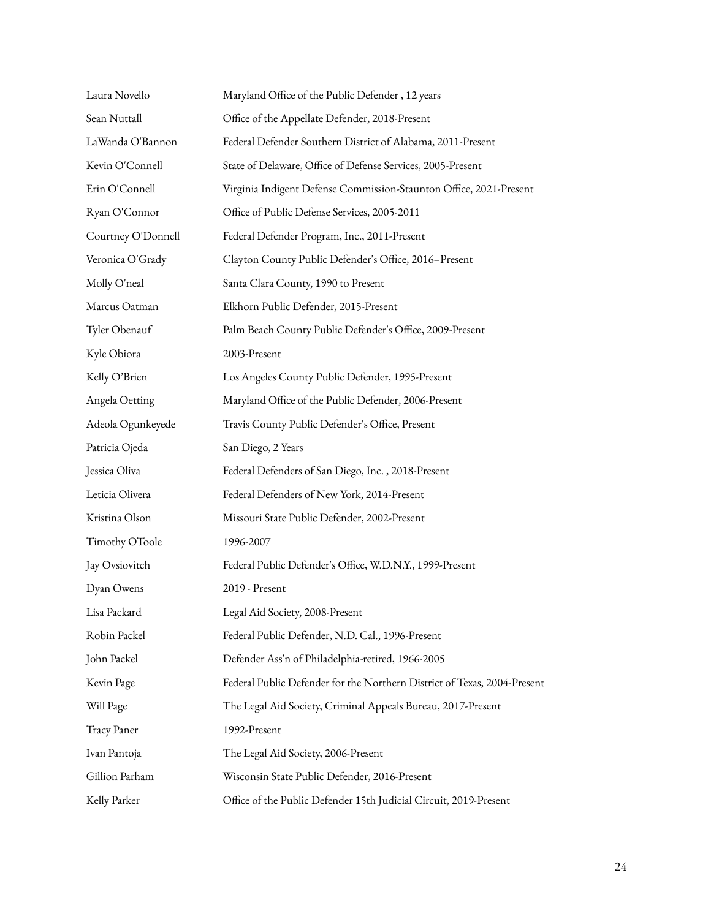| | |
|---|---|
| Laura Novello | Maryland Office of the Public Defender , 12 years |
| Sean Nuttall | Office of the Appellate Defender, 2018-Present |
| LaWanda O'Bannon | Federal Defender Southern District of Alabama, 2011-Present |
| Kevin O'Connell | State of Delaware, Office of Defense Services, 2005-Present |
| Erin O'Connell | Virginia Indigent Defense Commission-Staunton Office, 2021-Present |
| Ryan O'Connor | Office of Public Defense Services, 2005-2011 |
| Courtney O'Donnell | Federal Defender Program, Inc., 2011-Present |
| Veronica O'Grady | Clayton County Public Defender's Office, 2016–Present |
| Molly O'neal | Santa Clara County, 1990 to Present |
| Marcus Oatman | Elkhorn Public Defender, 2015-Present |
| Tyler Obenauf | Palm Beach County Public Defender's Office, 2009-Present |
| Kyle Obiora | 2003-Present |
| Kelly O'Brien | Los Angeles County Public Defender, 1995-Present |
| Angela Oetting | Maryland Office of the Public Defender, 2006-Present |
| Adeola Ogunkeyede | Travis County Public Defender's Office, Present |
| Patricia Ojeda | San Diego, 2 Years |
| Jessica Oliva | Federal Defenders of San Diego, Inc. , 2018-Present |
| Leticia Olivera | Federal Defenders of New York, 2014-Present |
| Kristina Olson | Missouri State Public Defender, 2002-Present |
| Timothy OToole | 1996-2007 |
| Jay Ovsiovitch | Federal Public Defender's Office, W.D.N.Y., 1999-Present |
| Dyan Owens | 2019 - Present |
| Lisa Packard | Legal Aid Society, 2008-Present |
| Robin Packel | Federal Public Defender, N.D. Cal., 1996-Present |
| John Packel | Defender Ass'n of Philadelphia-retired, 1966-2005 |
| Kevin Page | Federal Public Defender for the Northern District of Texas, 2004-Present |
| Will Page | The Legal Aid Society, Criminal Appeals Bureau, 2017-Present |
| Tracy Paner | 1992-Present |
| Ivan Pantoja | The Legal Aid Society, 2006-Present |
| Gillion Parham | Wisconsin State Public Defender, 2016-Present |
| Kelly Parker | Office of the Public Defender 15th Judicial Circuit, 2019-Present |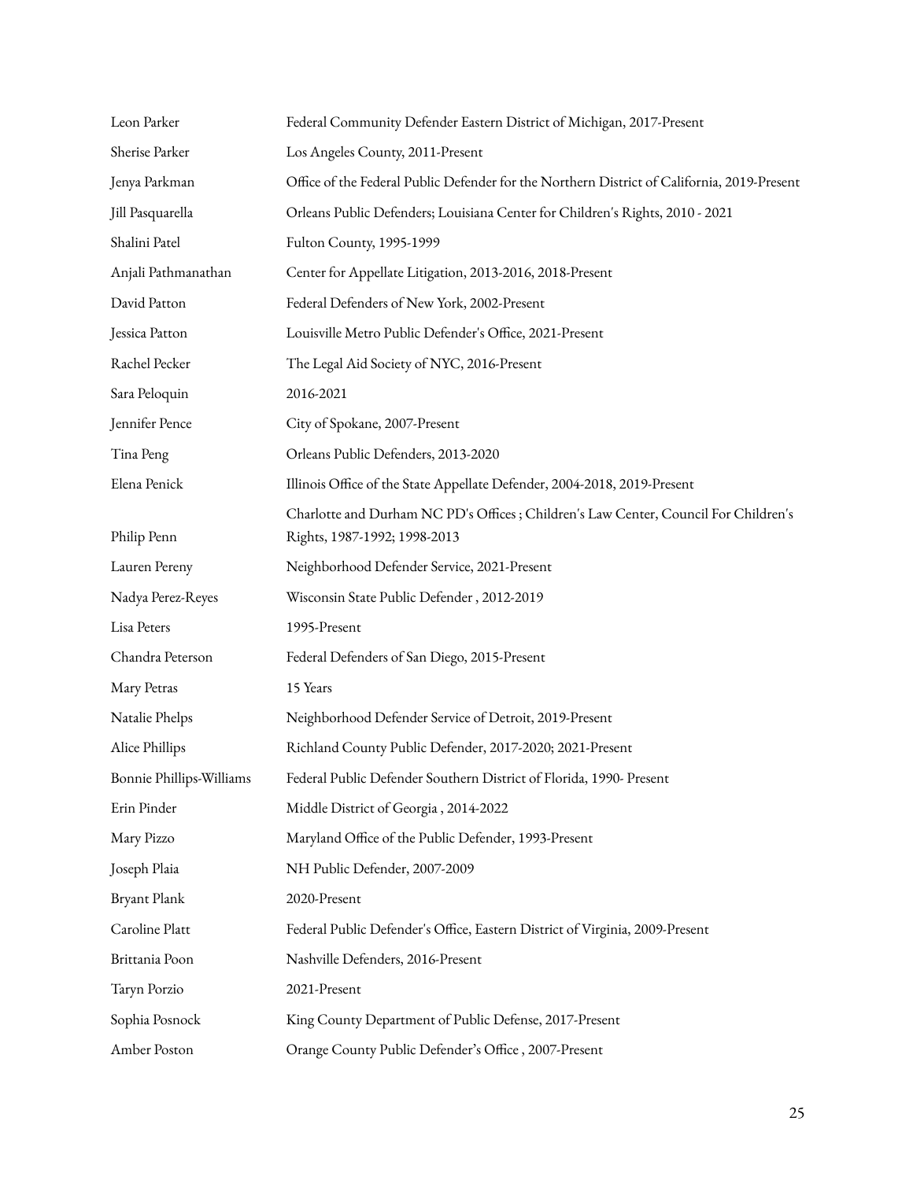| | |
|---|---|
| Leon Parker | Federal Community Defender Eastern District of Michigan, 2017-Present |
| Sherise Parker | Los Angeles County, 2011-Present |
| Jenya Parkman | Office of the Federal Public Defender for the Northern District of California, 2019-Present |
| Jill Pasquarella | Orleans Public Defenders; Louisiana Center for Children's Rights, 2010 - 2021 |
| Shalini Patel | Fulton County, 1995-1999 |
| Anjali Pathmanathan | Center for Appellate Litigation, 2013-2016, 2018-Present |
| David Patton | Federal Defenders of New York, 2002-Present |
| Jessica Patton | Louisville Metro Public Defender's Office, 2021-Present |
| Rachel Pecker | The Legal Aid Society of NYC, 2016-Present |
| Sara Peloquin | 2016-2021 |
| Jennifer Pence | City of Spokane, 2007-Present |
| Tina Peng | Orleans Public Defenders, 2013-2020 |
| Elena Penick | Illinois Office of the State Appellate Defender, 2004-2018, 2019-Present |
| Philip Penn | Charlotte and Durham NC PD's Offices ; Children's Law Center, Council For Children's Rights, 1987-1992; 1998-2013 |
| Lauren Pereny | Neighborhood Defender Service, 2021-Present |
| Nadya Perez-Reyes | Wisconsin State Public Defender , 2012-2019 |
| Lisa Peters | 1995-Present |
| Chandra Peterson | Federal Defenders of San Diego, 2015-Present |
| Mary Petras | 15 Years |
| Natalie Phelps | Neighborhood Defender Service of Detroit, 2019-Present |
| Alice Phillips | Richland County Public Defender, 2017-2020; 2021-Present |
| Bonnie Phillips-Williams | Federal Public Defender Southern District of Florida, 1990- Present |
| Erin Pinder | Middle District of Georgia , 2014-2022 |
| Mary Pizzo | Maryland Office of the Public Defender, 1993-Present |
| Joseph Plaia | NH Public Defender, 2007-2009 |
| Bryant Plank | 2020-Present |
| Caroline Platt | Federal Public Defender's Office, Eastern District of Virginia, 2009-Present |
| Brittania Poon | Nashville Defenders, 2016-Present |
| Taryn Porzio | 2021-Present |
| Sophia Posnock | King County Department of Public Defense, 2017-Present |
| Amber Poston | Orange County Public Defender's Office , 2007-Present |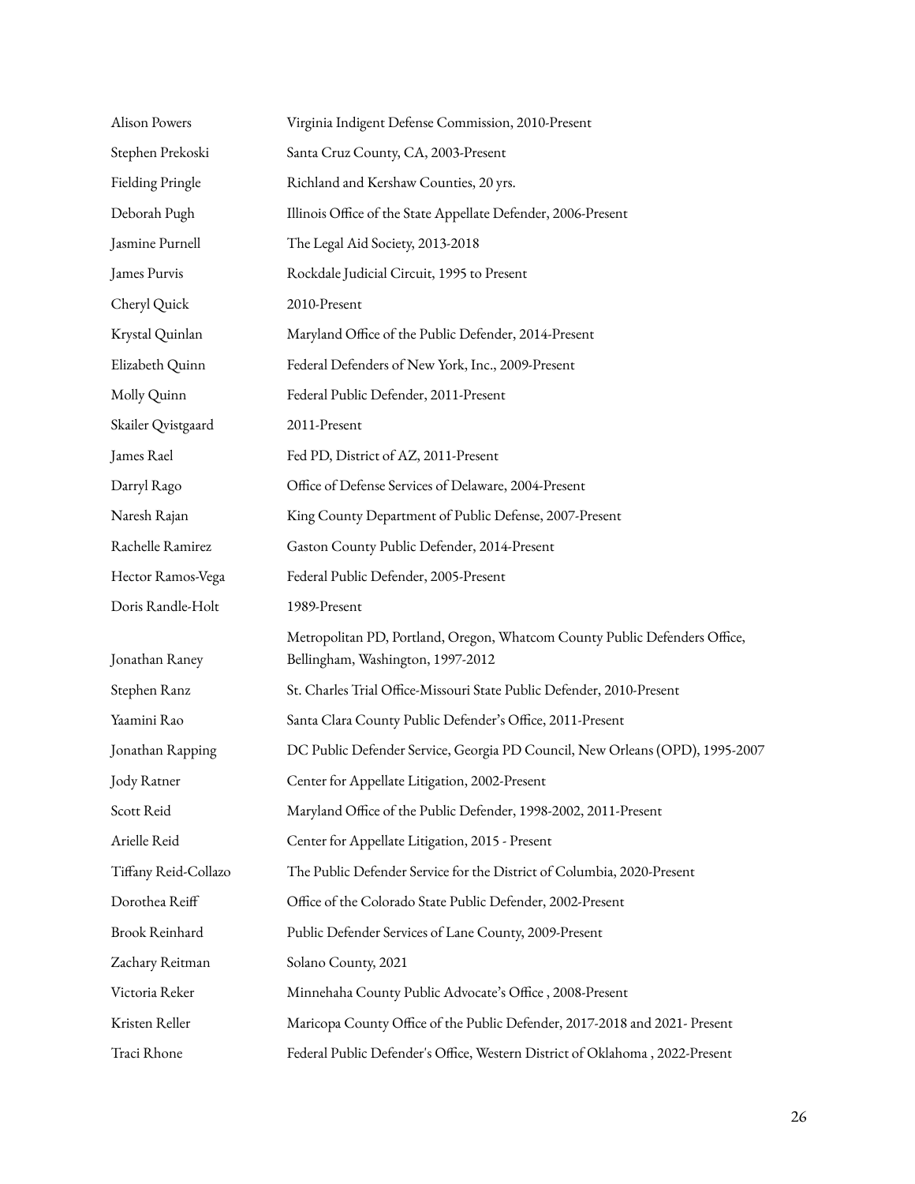| | |
|---|---|
| Alison Powers | Virginia Indigent Defense Commission, 2010-Present |
| Stephen Prekoski | Santa Cruz County, CA, 2003-Present |
| Fielding Pringle | Richland and Kershaw Counties, 20 yrs. |
| Deborah Pugh | Illinois Office of the State Appellate Defender, 2006-Present |
| Jasmine Purnell | The Legal Aid Society, 2013-2018 |
| James Purvis | Rockdale Judicial Circuit, 1995 to Present |
| Cheryl Quick | 2010-Present |
| Krystal Quinlan | Maryland Office of the Public Defender, 2014-Present |
| Elizabeth Quinn | Federal Defenders of New York, Inc., 2009-Present |
| Molly Quinn | Federal Public Defender, 2011-Present |
| Skailer Qvistgaard | 2011-Present |
| James Rael | Fed PD, District of AZ, 2011-Present |
| Darryl Rago | Office of Defense Services of Delaware, 2004-Present |
| Naresh Rajan | King County Department of Public Defense, 2007-Present |
| Rachelle Ramirez | Gaston County Public Defender, 2014-Present |
| Hector Ramos-Vega | Federal Public Defender, 2005-Present |
| Doris Randle-Holt | 1989-Present |
| Jonathan Raney | Metropolitan PD, Portland, Oregon, Whatcom County Public Defenders Office, Bellingham, Washington, 1997-2012 |
| Stephen Ranz | St. Charles Trial Office-Missouri State Public Defender, 2010-Present |
| Yaamini Rao | Santa Clara County Public Defender's Office, 2011-Present |
| Jonathan Rapping | DC Public Defender Service, Georgia PD Council, New Orleans (OPD), 1995-2007 |
| Jody Ratner | Center for Appellate Litigation, 2002-Present |
| Scott Reid | Maryland Office of the Public Defender, 1998-2002, 2011-Present |
| Arielle Reid | Center for Appellate Litigation, 2015 - Present |
| Tiffany Reid-Collazo | The Public Defender Service for the District of Columbia, 2020-Present |
| Dorothea Reiff | Office of the Colorado State Public Defender, 2002-Present |
| Brook Reinhard | Public Defender Services of Lane County, 2009-Present |
| Zachary Reitman | Solano County, 2021 |
| Victoria Reker | Minnehaha County Public Advocate's Office , 2008-Present |
| Kristen Reller | Maricopa County Office of the Public Defender, 2017-2018 and 2021- Present |
| Traci Rhone | Federal Public Defender's Office, Western District of Oklahoma , 2022-Present |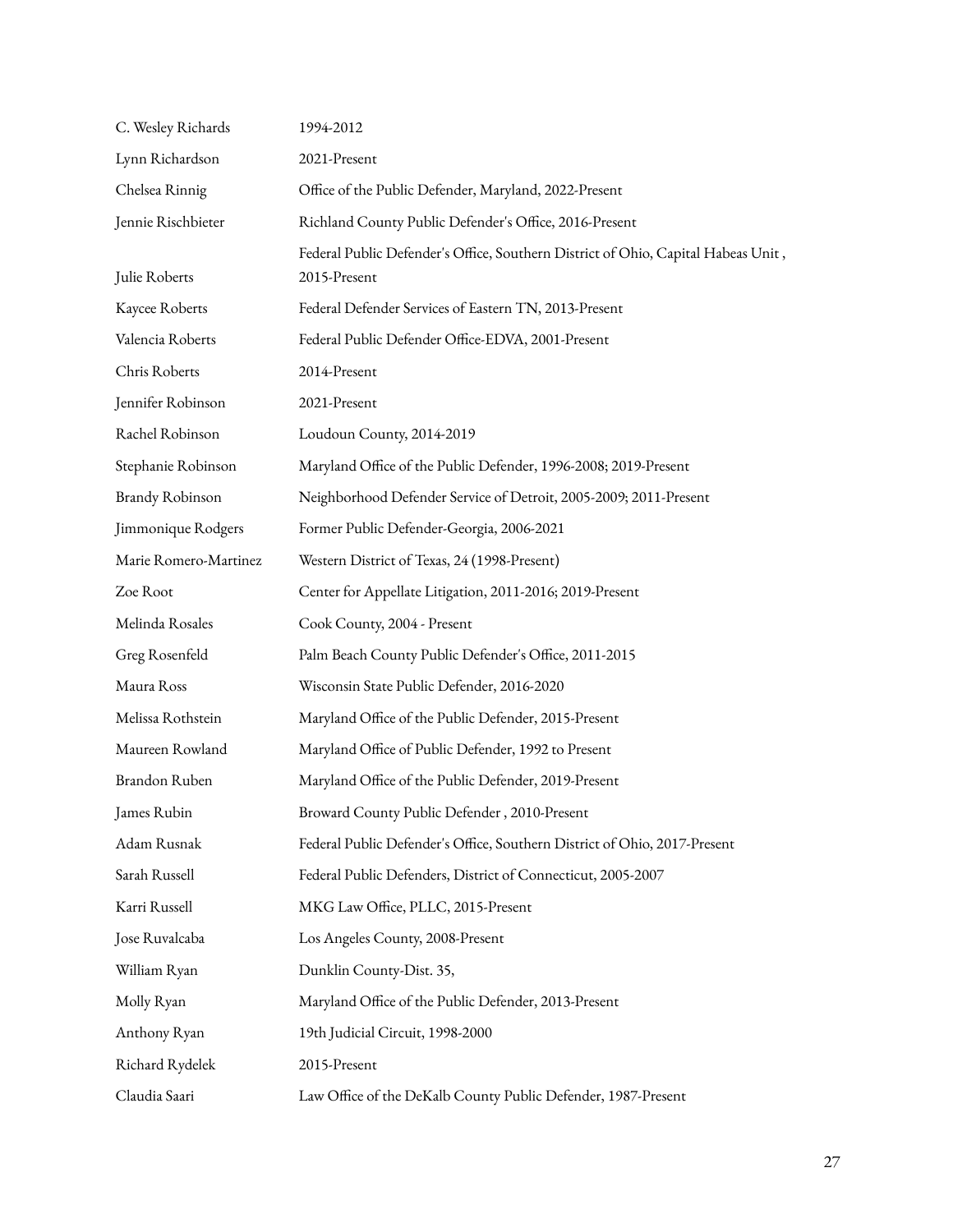| | |
|---|---|
| C. Wesley Richards | 1994-2012 |
| Lynn Richardson | 2021-Present |
| Chelsea Rinnig | Office of the Public Defender, Maryland, 2022-Present |
| Jennie Rischbieter | Richland County Public Defender's Office, 2016-Present |
| Julie Roberts | Federal Public Defender's Office, Southern District of Ohio, Capital Habeas Unit , 2015-Present |
| Kaycee Roberts | Federal Defender Services of Eastern TN, 2013-Present |
| Valencia Roberts | Federal Public Defender Office-EDVA, 2001-Present |
| Chris Roberts | 2014-Present |
| Jennifer Robinson | 2021-Present |
| Rachel Robinson | Loudoun County, 2014-2019 |
| Stephanie Robinson | Maryland Office of the Public Defender, 1996-2008; 2019-Present |
| Brandy Robinson | Neighborhood Defender Service of Detroit, 2005-2009; 2011-Present |
| Jimmonique Rodgers | Former Public Defender-Georgia, 2006-2021 |
| Marie Romero-Martinez | Western District of Texas, 24 (1998-Present) |
| Zoe Root | Center for Appellate Litigation, 2011-2016; 2019-Present |
| Melinda Rosales | Cook County, 2004 - Present |
| Greg Rosenfeld | Palm Beach County Public Defender's Office, 2011-2015 |
| Maura Ross | Wisconsin State Public Defender, 2016-2020 |
| Melissa Rothstein | Maryland Office of the Public Defender, 2015-Present |
| Maureen Rowland | Maryland Office of Public Defender, 1992 to Present |
| Brandon Ruben | Maryland Office of the Public Defender, 2019-Present |
| James Rubin | Broward County Public Defender , 2010-Present |
| Adam Rusnak | Federal Public Defender's Office, Southern District of Ohio, 2017-Present |
| Sarah Russell | Federal Public Defenders, District of Connecticut, 2005-2007 |
| Karri Russell | MKG Law Office, PLLC, 2015-Present |
| Jose Ruvalcaba | Los Angeles County, 2008-Present |
| William Ryan | Dunklin County-Dist. 35, |
| Molly Ryan | Maryland Office of the Public Defender, 2013-Present |
| Anthony Ryan | 19th Judicial Circuit, 1998-2000 |
| Richard Rydelek | 2015-Present |
| Claudia Saari | Law Office of the DeKalb County Public Defender, 1987-Present |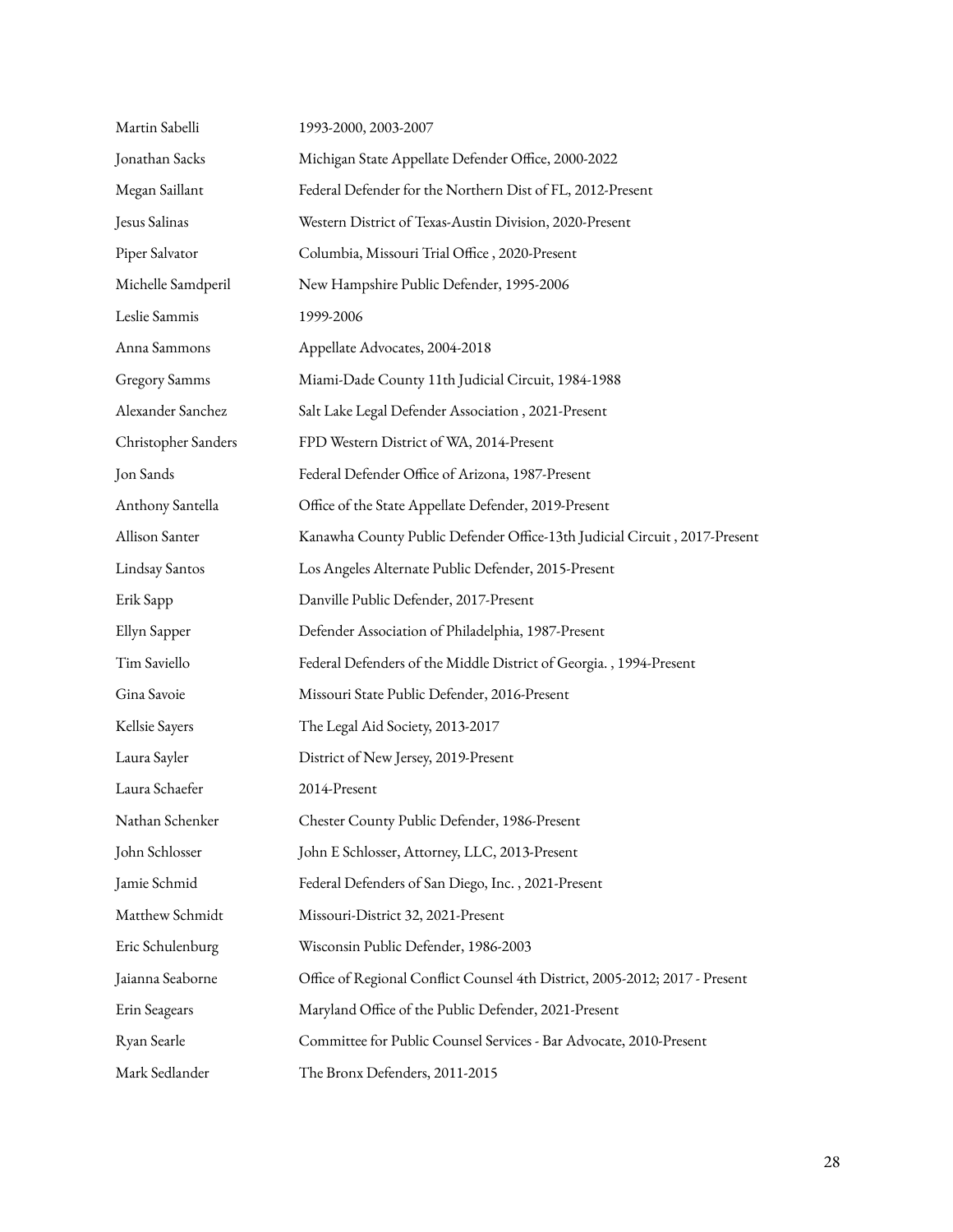| | |
|---|---|
| Martin Sabelli | 1993-2000, 2003-2007 |
| Jonathan Sacks | Michigan State Appellate Defender Office, 2000-2022 |
| Megan Saillant | Federal Defender for the Northern Dist of FL, 2012-Present |
| Jesus Salinas | Western District of Texas-Austin Division, 2020-Present |
| Piper Salvator | Columbia, Missouri Trial Office , 2020-Present |
| Michelle Samdperil | New Hampshire Public Defender, 1995-2006 |
| Leslie Sammis | 1999-2006 |
| Anna Sammons | Appellate Advocates, 2004-2018 |
| Gregory Samms | Miami-Dade County 11th Judicial Circuit, 1984-1988 |
| Alexander Sanchez | Salt Lake Legal Defender Association , 2021-Present |
| Christopher Sanders | FPD Western District of WA, 2014-Present |
| Jon Sands | Federal Defender Office of Arizona, 1987-Present |
| Anthony Santella | Office of the State Appellate Defender, 2019-Present |
| Allison Santer | Kanawha County Public Defender Office-13th Judicial Circuit , 2017-Present |
| Lindsay Santos | Los Angeles Alternate Public Defender, 2015-Present |
| Erik Sapp | Danville Public Defender, 2017-Present |
| Ellyn Sapper | Defender Association of Philadelphia, 1987-Present |
| Tim Saviello | Federal Defenders of the Middle District of Georgia. , 1994-Present |
| Gina Savoie | Missouri State Public Defender, 2016-Present |
| Kellsie Sayers | The Legal Aid Society, 2013-2017 |
| Laura Sayler | District of New Jersey, 2019-Present |
| Laura Schaefer | 2014-Present |
| Nathan Schenker | Chester County Public Defender, 1986-Present |
| John Schlosser | John E Schlosser, Attorney, LLC, 2013-Present |
| Jamie Schmid | Federal Defenders of San Diego, Inc. , 2021-Present |
| Matthew Schmidt | Missouri-District 32, 2021-Present |
| Eric Schulenburg | Wisconsin Public Defender, 1986-2003 |
| Jaianna Seaborne | Office of Regional Conflict Counsel 4th District, 2005-2012; 2017 - Present |
| Erin Seagears | Maryland Office of the Public Defender, 2021-Present |
| Ryan Searle | Committee for Public Counsel Services - Bar Advocate, 2010-Present |
| Mark Sedlander | The Bronx Defenders, 2011-2015 |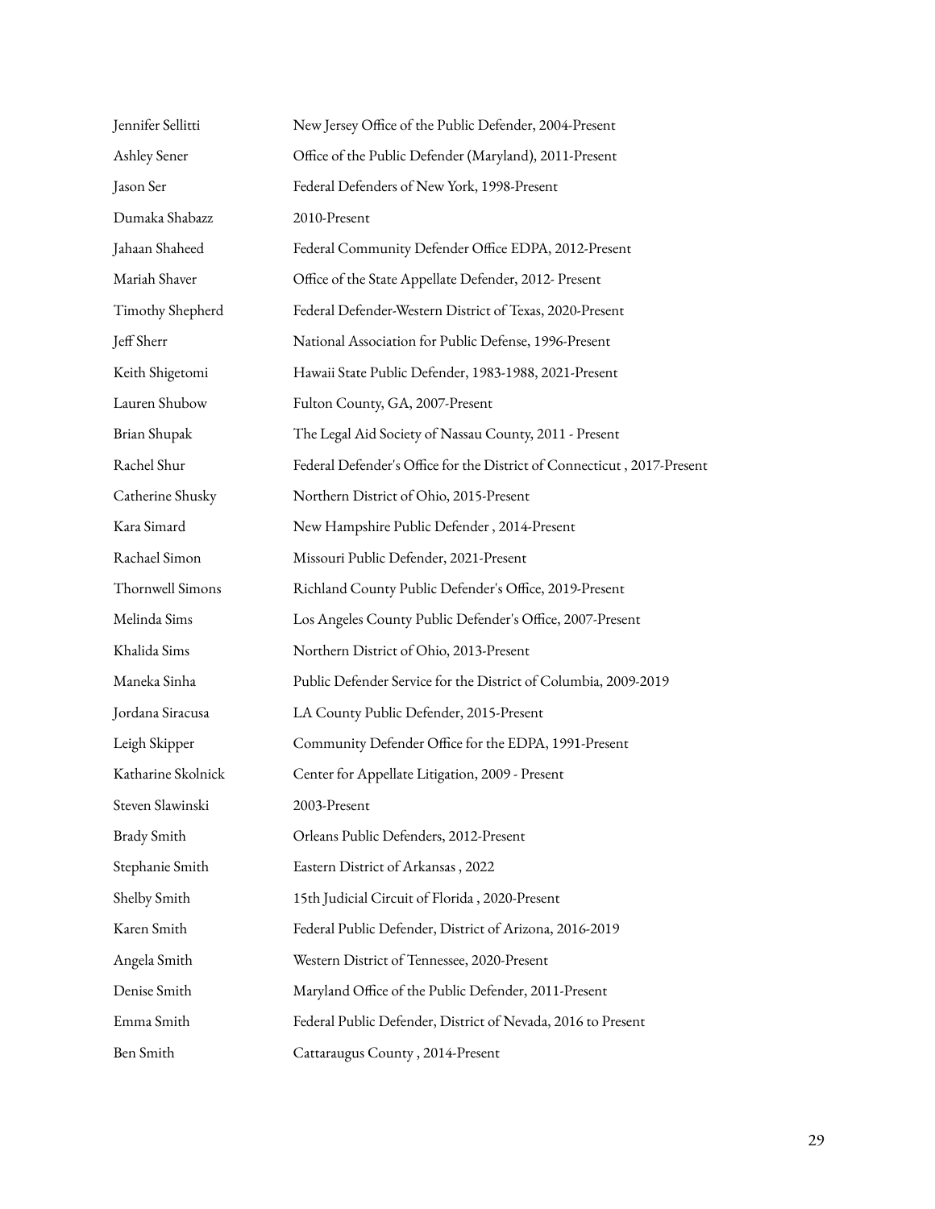| | |
|---|---|
| Jennifer Sellitti | New Jersey Office of the Public Defender, 2004-Present |
| Ashley Sener | Office of the Public Defender (Maryland), 2011-Present |
| Jason Ser | Federal Defenders of New York, 1998-Present |
| Dumaka Shabazz | 2010-Present |
| Jahaan Shaheed | Federal Community Defender Office EDPA, 2012-Present |
| Mariah Shaver | Office of the State Appellate Defender, 2012- Present |
| Timothy Shepherd | Federal Defender-Western District of Texas, 2020-Present |
| Jeff Sherr | National Association for Public Defense, 1996-Present |
| Keith Shigetomi | Hawaii State Public Defender, 1983-1988, 2021-Present |
| Lauren Shubow | Fulton County, GA, 2007-Present |
| Brian Shupak | The Legal Aid Society of Nassau County, 2011 - Present |
| Rachel Shur | Federal Defender's Office for the District of Connecticut , 2017-Present |
| Catherine Shusky | Northern District of Ohio, 2015-Present |
| Kara Simard | New Hampshire Public Defender , 2014-Present |
| Rachael Simon | Missouri Public Defender, 2021-Present |
| Thornwell Simons | Richland County Public Defender's Office, 2019-Present |
| Melinda Sims | Los Angeles County Public Defender's Office, 2007-Present |
| Khalida Sims | Northern District of Ohio, 2013-Present |
| Maneka Sinha | Public Defender Service for the District of Columbia, 2009-2019 |
| Jordana Siracusa | LA County Public Defender, 2015-Present |
| Leigh Skipper | Community Defender Office for the EDPA, 1991-Present |
| Katharine Skolnick | Center for Appellate Litigation, 2009 - Present |
| Steven Slawinski | 2003-Present |
| Brady Smith | Orleans Public Defenders, 2012-Present |
| Stephanie Smith | Eastern District of Arkansas , 2022 |
| Shelby Smith | 15th Judicial Circuit of Florida , 2020-Present |
| Karen Smith | Federal Public Defender, District of Arizona, 2016-2019 |
| Angela Smith | Western District of Tennessee, 2020-Present |
| Denise Smith | Maryland Office of the Public Defender, 2011-Present |
| Emma Smith | Federal Public Defender, District of Nevada, 2016 to Present |
| Ben Smith | Cattaraugus County , 2014-Present |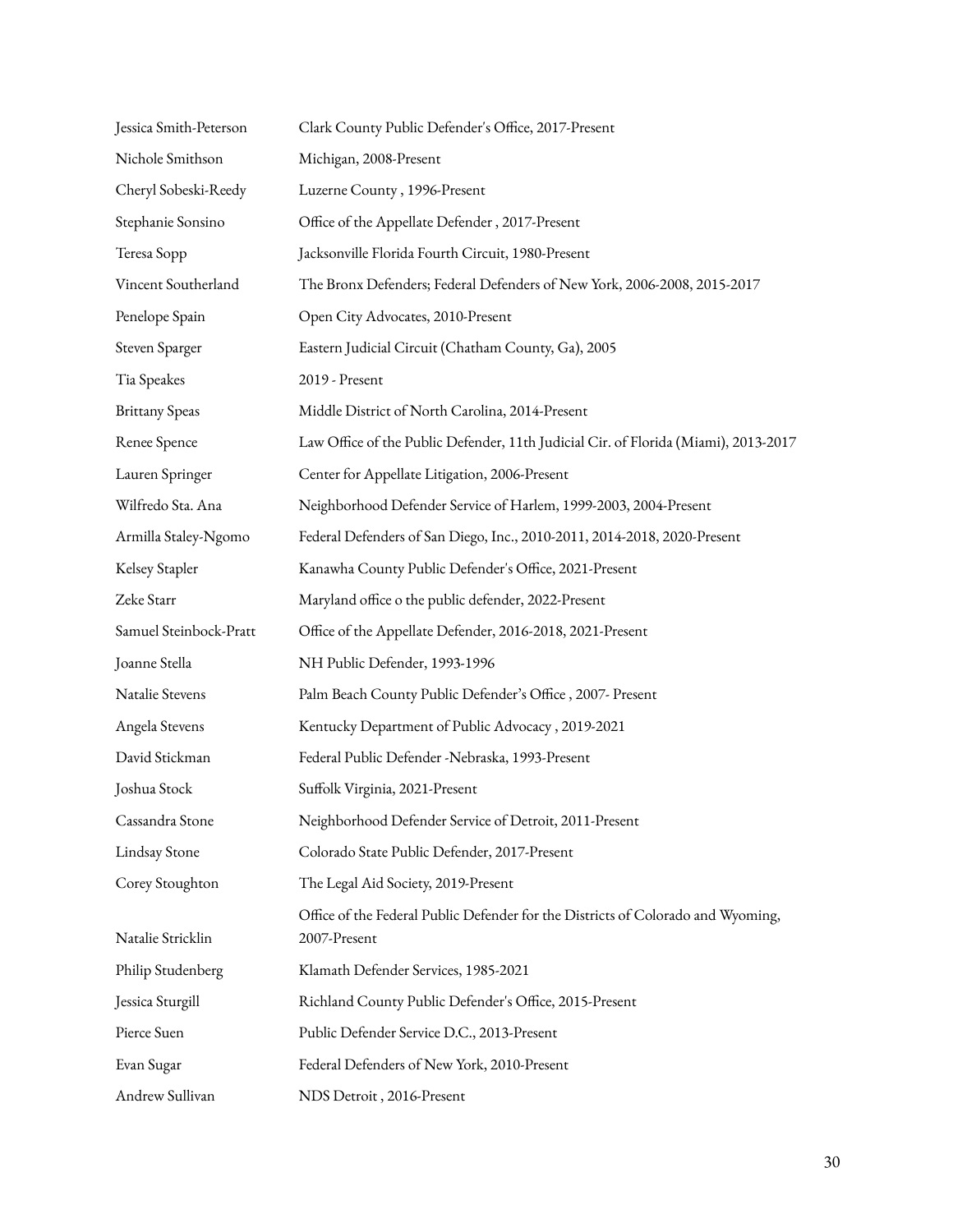| | |
|---|---|
| Jessica Smith-Peterson | Clark County Public Defender's Office, 2017-Present |
| Nichole Smithson | Michigan, 2008-Present |
| Cheryl Sobeski-Reedy | Luzerne County , 1996-Present |
| Stephanie Sonsino | Office of the Appellate Defender , 2017-Present |
| Teresa Sopp | Jacksonville Florida Fourth Circuit, 1980-Present |
| Vincent Southerland | The Bronx Defenders; Federal Defenders of New York, 2006-2008, 2015-2017 |
| Penelope Spain | Open City Advocates, 2010-Present |
| Steven Sparger | Eastern Judicial Circuit (Chatham County, Ga), 2005 |
| Tia Speakes | 2019 - Present |
| Brittany Speas | Middle District of North Carolina, 2014-Present |
| Renee Spence | Law Office of the Public Defender, 11th Judicial Cir. of Florida (Miami), 2013-2017 |
| Lauren Springer | Center for Appellate Litigation, 2006-Present |
| Wilfredo Sta. Ana | Neighborhood Defender Service of Harlem, 1999-2003, 2004-Present |
| Armilla Staley-Ngomo | Federal Defenders of San Diego, Inc., 2010-2011, 2014-2018, 2020-Present |
| Kelsey Stapler | Kanawha County Public Defender's Office, 2021-Present |
| Zeke Starr | Maryland office o the public defender, 2022-Present |
| Samuel Steinbock-Pratt | Office of the Appellate Defender, 2016-2018, 2021-Present |
| Joanne Stella | NH Public Defender, 1993-1996 |
| Natalie Stevens | Palm Beach County Public Defender's Office , 2007- Present |
| Angela Stevens | Kentucky Department of Public Advocacy , 2019-2021 |
| David Stickman | Federal Public Defender -Nebraska, 1993-Present |
| Joshua Stock | Suffolk Virginia, 2021-Present |
| Cassandra Stone | Neighborhood Defender Service of Detroit, 2011-Present |
| Lindsay Stone | Colorado State Public Defender, 2017-Present |
| Corey Stoughton | The Legal Aid Society, 2019-Present |
| Natalie Stricklin | Office of the Federal Public Defender for the Districts of Colorado and Wyoming, 2007-Present |
| Philip Studenberg | Klamath Defender Services, 1985-2021 |
| Jessica Sturgill | Richland County Public Defender's Office, 2015-Present |
| Pierce Suen | Public Defender Service D.C., 2013-Present |
| Evan Sugar | Federal Defenders of New York, 2010-Present |
| Andrew Sullivan | NDS Detroit , 2016-Present |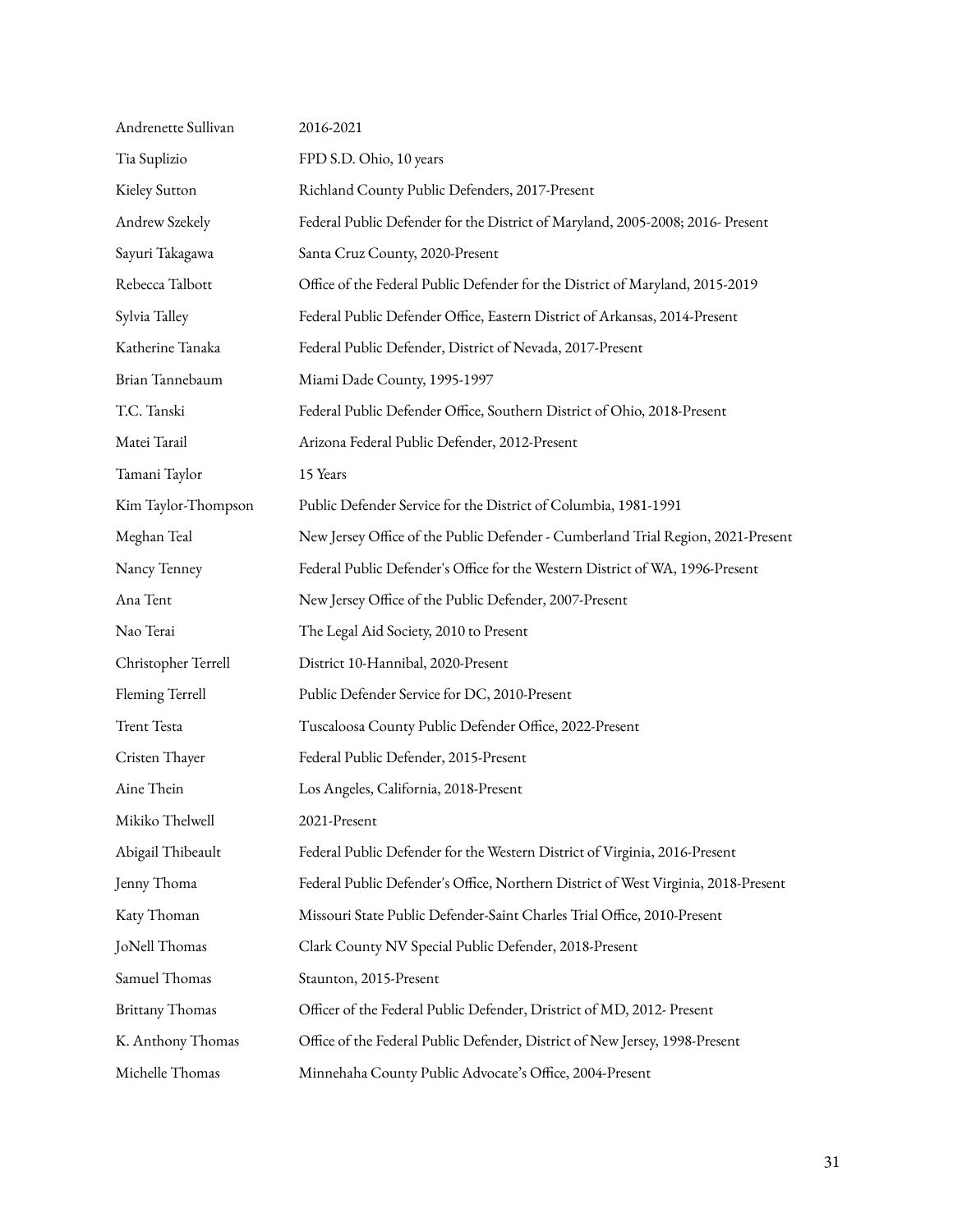| | |
|---|---|
| Andrenette Sullivan | 2016-2021 |
| Tia Suplizio | FPD S.D. Ohio, 10 years |
| Kieley Sutton | Richland County Public Defenders, 2017-Present |
| Andrew Szekely | Federal Public Defender for the District of Maryland, 2005-2008; 2016- Present |
| Sayuri Takagawa | Santa Cruz County, 2020-Present |
| Rebecca Talbott | Office of the Federal Public Defender for the District of Maryland, 2015-2019 |
| Sylvia Talley | Federal Public Defender Office, Eastern District of Arkansas, 2014-Present |
| Katherine Tanaka | Federal Public Defender, District of Nevada, 2017-Present |
| Brian Tannebaum | Miami Dade County, 1995-1997 |
| T.C. Tanski | Federal Public Defender Office, Southern District of Ohio, 2018-Present |
| Matei Tarail | Arizona Federal Public Defender, 2012-Present |
| Tamani Taylor | 15 Years |
| Kim Taylor-Thompson | Public Defender Service for the District of Columbia, 1981-1991 |
| Meghan Teal | New Jersey Office of the Public Defender - Cumberland Trial Region, 2021-Present |
| Nancy Tenney | Federal Public Defender's Office for the Western District of WA, 1996-Present |
| Ana Tent | New Jersey Office of the Public Defender, 2007-Present |
| Nao Terai | The Legal Aid Society, 2010 to Present |
| Christopher Terrell | District 10-Hannibal, 2020-Present |
| Fleming Terrell | Public Defender Service for DC, 2010-Present |
| Trent Testa | Tuscaloosa County Public Defender Office, 2022-Present |
| Cristen Thayer | Federal Public Defender, 2015-Present |
| Aine Thein | Los Angeles, California, 2018-Present |
| Mikiko Thelwell | 2021-Present |
| Abigail Thibeault | Federal Public Defender for the Western District of Virginia, 2016-Present |
| Jenny Thoma | Federal Public Defender's Office, Northern District of West Virginia, 2018-Present |
| Katy Thoman | Missouri State Public Defender-Saint Charles Trial Office, 2010-Present |
| JoNell Thomas | Clark County NV Special Public Defender, 2018-Present |
| Samuel Thomas | Staunton, 2015-Present |
| Brittany Thomas | Officer of the Federal Public Defender, Dristrict of MD, 2012- Present |
| K. Anthony Thomas | Office of the Federal Public Defender, District of New Jersey, 1998-Present |
| Michelle Thomas | Minnehaha County Public Advocate's Office, 2004-Present |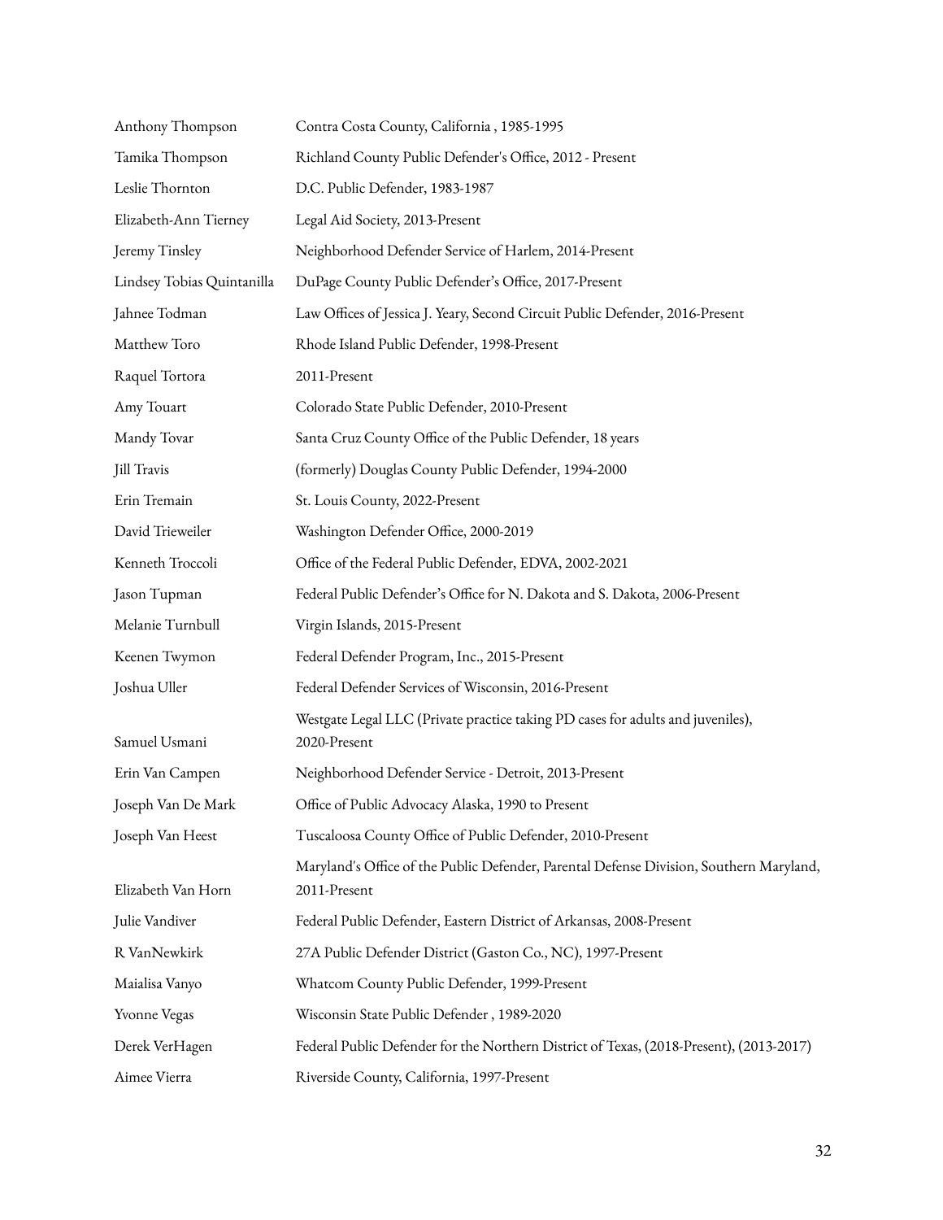| | |
|---|---|
| Anthony Thompson | Contra Costa County, California , 1985-1995 |
| Tamika Thompson | Richland County Public Defender's Office, 2012 - Present |
| Leslie Thornton | D.C. Public Defender, 1983-1987 |
| Elizabeth-Ann Tierney | Legal Aid Society, 2013-Present |
| Jeremy Tinsley | Neighborhood Defender Service of Harlem, 2014-Present |
| Lindsey Tobias Quintanilla | DuPage County Public Defender's Office, 2017-Present |
| Jahnee Todman | Law Offices of Jessica J. Yeary, Second Circuit Public Defender, 2016-Present |
| Matthew Toro | Rhode Island Public Defender, 1998-Present |
| Raquel Tortora | 2011-Present |
| Amy Touart | Colorado State Public Defender, 2010-Present |
| Mandy Tovar | Santa Cruz County Office of the Public Defender, 18 years |
| Jill Travis | (formerly) Douglas County Public Defender, 1994-2000 |
| Erin Tremain | St. Louis County, 2022-Present |
| David Trieweiler | Washington Defender Office, 2000-2019 |
| Kenneth Troccoli | Office of the Federal Public Defender, EDVA, 2002-2021 |
| Jason Tupman | Federal Public Defender's Office for N. Dakota and S. Dakota, 2006-Present |
| Melanie Turnbull | Virgin Islands, 2015-Present |
| Keenen Twymon | Federal Defender Program, Inc., 2015-Present |
| Joshua Uller | Federal Defender Services of Wisconsin, 2016-Present |
| Samuel Usmani | Westgate Legal LLC (Private practice taking PD cases for adults and juveniles), 2020-Present |
| Erin Van Campen | Neighborhood Defender Service - Detroit, 2013-Present |
| Joseph Van De Mark | Office of Public Advocacy Alaska, 1990 to Present |
| Joseph Van Heest | Tuscaloosa County Office of Public Defender, 2010-Present |
| Elizabeth Van Horn | Maryland's Office of the Public Defender, Parental Defense Division, Southern Maryland, 2011-Present |
| Julie Vandiver | Federal Public Defender, Eastern District of Arkansas, 2008-Present |
| R VanNewkirk | 27A Public Defender District (Gaston Co., NC), 1997-Present |
| Maialisa Vanyo | Whatcom County Public Defender, 1999-Present |
| Yvonne Vegas | Wisconsin State Public Defender , 1989-2020 |
| Derek VerHagen | Federal Public Defender for the Northern District of Texas, (2018-Present), (2013-2017) |
| Aimee Vierra | Riverside County, California, 1997-Present |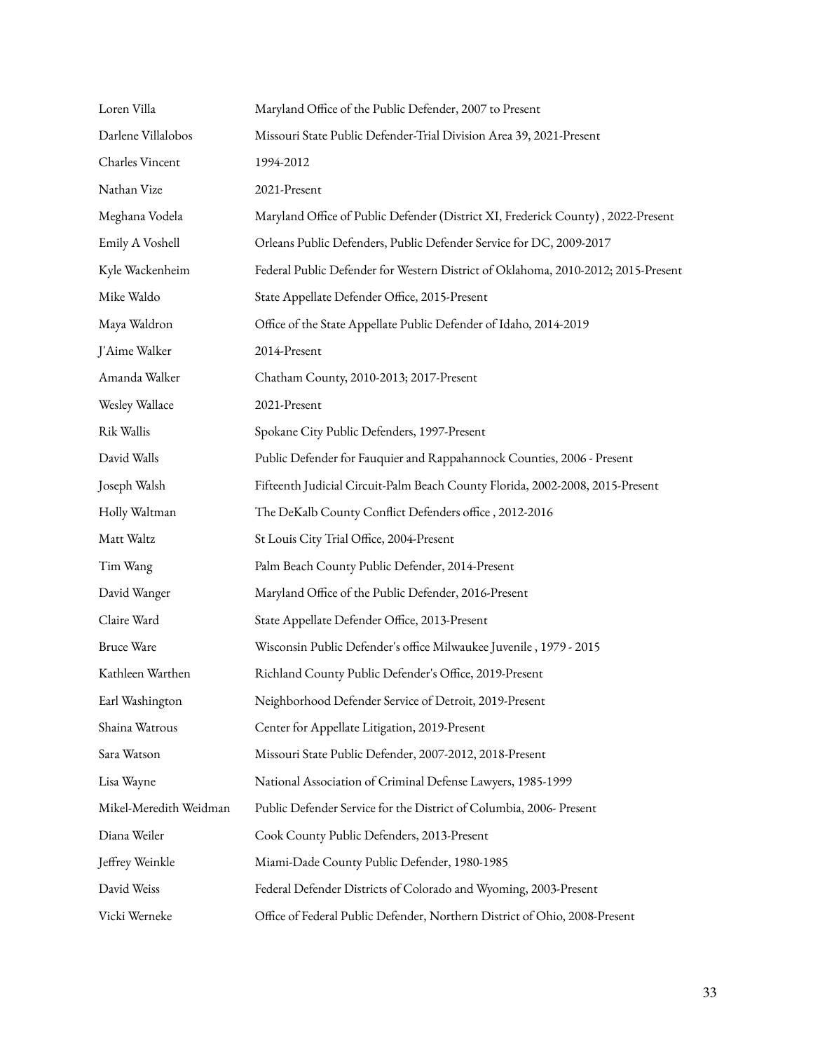| | |
|---|---|
| Loren Villa | Maryland Office of the Public Defender, 2007 to Present |
| Darlene Villalobos | Missouri State Public Defender-Trial Division Area 39, 2021-Present |
| Charles Vincent | 1994-2012 |
| Nathan Vize | 2021-Present |
| Meghana Vodela | Maryland Office of Public Defender (District XI, Frederick County) , 2022-Present |
| Emily A Voshell | Orleans Public Defenders, Public Defender Service for DC, 2009-2017 |
| Kyle Wackenheim | Federal Public Defender for Western District of Oklahoma, 2010-2012; 2015-Present |
| Mike Waldo | State Appellate Defender Office, 2015-Present |
| Maya Waldron | Office of the State Appellate Public Defender of Idaho, 2014-2019 |
| J'Aime Walker | 2014-Present |
| Amanda Walker | Chatham County, 2010-2013; 2017-Present |
| Wesley Wallace | 2021-Present |
| Rik Wallis | Spokane City Public Defenders, 1997-Present |
| David Walls | Public Defender for Fauquier and Rappahannock Counties, 2006 - Present |
| Joseph Walsh | Fifteenth Judicial Circuit-Palm Beach County Florida, 2002-2008, 2015-Present |
| Holly Waltman | The DeKalb County Conflict Defenders office , 2012-2016 |
| Matt Waltz | St Louis City Trial Office, 2004-Present |
| Tim Wang | Palm Beach County Public Defender, 2014-Present |
| David Wanger | Maryland Office of the Public Defender, 2016-Present |
| Claire Ward | State Appellate Defender Office, 2013-Present |
| Bruce Ware | Wisconsin Public Defender's office Milwaukee Juvenile , 1979 - 2015 |
| Kathleen Warthen | Richland County Public Defender's Office, 2019-Present |
| Earl Washington | Neighborhood Defender Service of Detroit, 2019-Present |
| Shaina Watrous | Center for Appellate Litigation, 2019-Present |
| Sara Watson | Missouri State Public Defender, 2007-2012, 2018-Present |
| Lisa Wayne | National Association of Criminal Defense Lawyers, 1985-1999 |
| Mikel-Meredith Weidman | Public Defender Service for the District of Columbia, 2006- Present |
| Diana Weiler | Cook County Public Defenders, 2013-Present |
| Jeffrey Weinkle | Miami-Dade County Public Defender, 1980-1985 |
| David Weiss | Federal Defender Districts of Colorado and Wyoming, 2003-Present |
| Vicki Werneke | Office of Federal Public Defender, Northern District of Ohio, 2008-Present |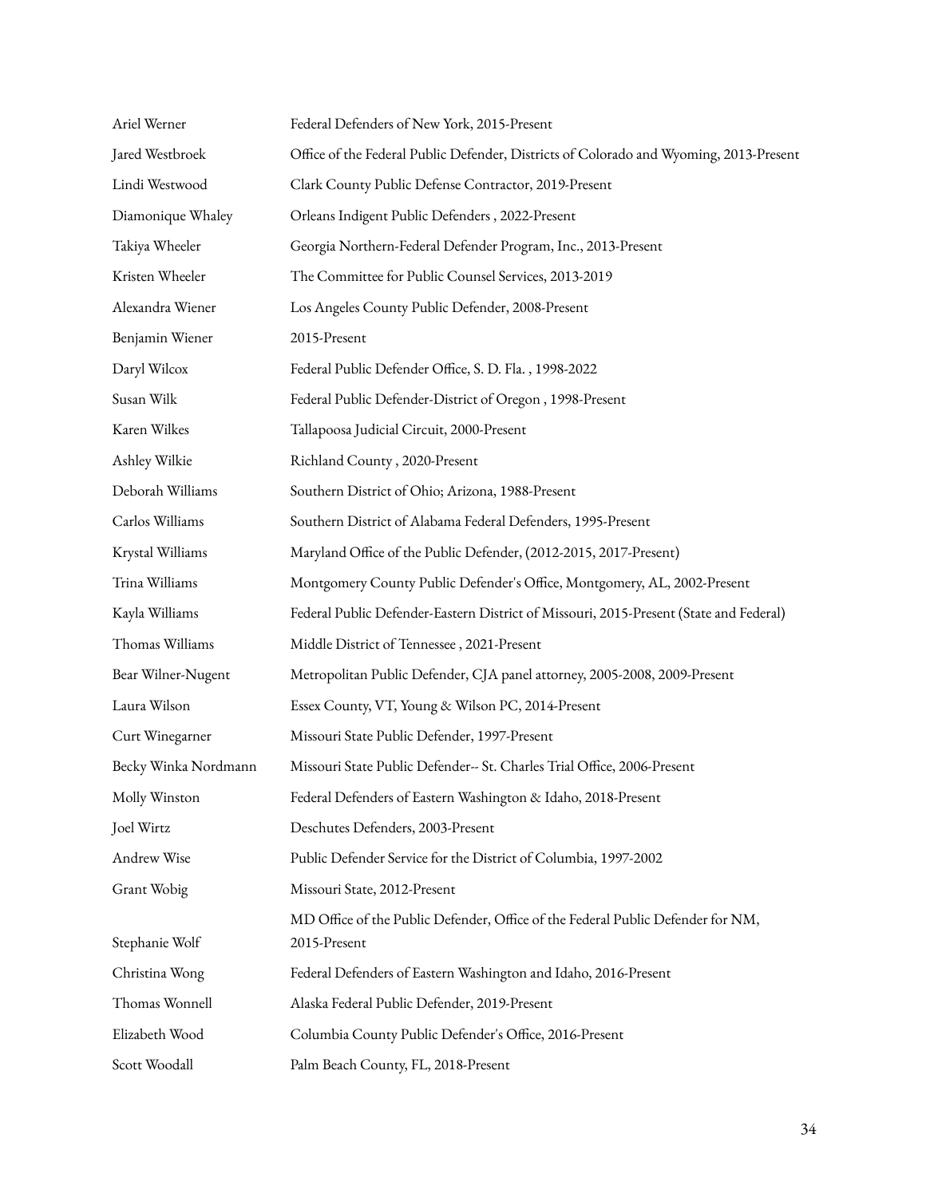| | |
|---|---|
| Ariel Werner | Federal Defenders of New York, 2015-Present |
| Jared Westbroek | Office of the Federal Public Defender, Districts of Colorado and Wyoming, 2013-Present |
| Lindi Westwood | Clark County Public Defense Contractor, 2019-Present |
| Diamonique Whaley | Orleans Indigent Public Defenders , 2022-Present |
| Takiya Wheeler | Georgia Northern-Federal Defender Program, Inc., 2013-Present |
| Kristen Wheeler | The Committee for Public Counsel Services, 2013-2019 |
| Alexandra Wiener | Los Angeles County Public Defender, 2008-Present |
| Benjamin Wiener | 2015-Present |
| Daryl Wilcox | Federal Public Defender Office, S. D. Fla. , 1998-2022 |
| Susan Wilk | Federal Public Defender-District of Oregon , 1998-Present |
| Karen Wilkes | Tallapoosa Judicial Circuit, 2000-Present |
| Ashley Wilkie | Richland County , 2020-Present |
| Deborah Williams | Southern District of Ohio; Arizona, 1988-Present |
| Carlos Williams | Southern District of Alabama Federal Defenders, 1995-Present |
| Krystal Williams | Maryland Office of the Public Defender, (2012-2015, 2017-Present) |
| Trina Williams | Montgomery County Public Defender's Office, Montgomery, AL, 2002-Present |
| Kayla Williams | Federal Public Defender-Eastern District of Missouri, 2015-Present (State and Federal) |
| Thomas Williams | Middle District of Tennessee , 2021-Present |
| Bear Wilner-Nugent | Metropolitan Public Defender, CJA panel attorney, 2005-2008, 2009-Present |
| Laura Wilson | Essex County, VT, Young & Wilson PC, 2014-Present |
| Curt Winegarner | Missouri State Public Defender, 1997-Present |
| Becky Winka Nordmann | Missouri State Public Defender-- St. Charles Trial Office, 2006-Present |
| Molly Winston | Federal Defenders of Eastern Washington & Idaho, 2018-Present |
| Joel Wirtz | Deschutes Defenders, 2003-Present |
| Andrew Wise | Public Defender Service for the District of Columbia, 1997-2002 |
| Grant Wobig | Missouri State, 2012-Present |
| Stephanie Wolf | MD Office of the Public Defender, Office of the Federal Public Defender for NM, 2015-Present |
| Christina Wong | Federal Defenders of Eastern Washington and Idaho, 2016-Present |
| Thomas Wonnell | Alaska Federal Public Defender, 2019-Present |
| Elizabeth Wood | Columbia County Public Defender's Office, 2016-Present |
| Scott Woodall | Palm Beach County, FL, 2018-Present |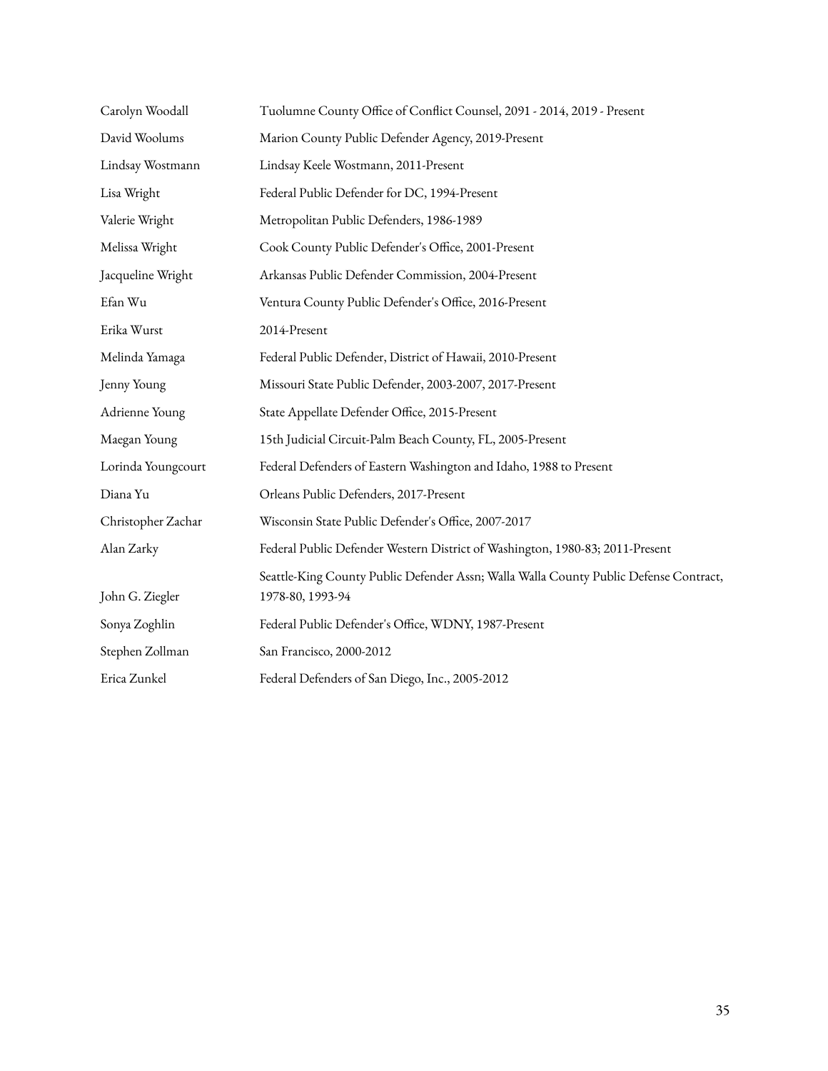| | |
|---|---|
| Carolyn Woodall | Tuolumne County Office of Conflict Counsel, 2091 - 2014, 2019 - Present |
| David Woolums | Marion County Public Defender Agency, 2019-Present |
| Lindsay Wostmann | Lindsay Keele Wostmann, 2011-Present |
| Lisa Wright | Federal Public Defender for DC, 1994-Present |
| Valerie Wright | Metropolitan Public Defenders, 1986-1989 |
| Melissa Wright | Cook County Public Defender's Office, 2001-Present |
| Jacqueline Wright | Arkansas Public Defender Commission, 2004-Present |
| Efan Wu | Ventura County Public Defender's Office, 2016-Present |
| Erika Wurst | 2014-Present |
| Melinda Yamaga | Federal Public Defender, District of Hawaii, 2010-Present |
| Jenny Young | Missouri State Public Defender, 2003-2007, 2017-Present |
| Adrienne Young | State Appellate Defender Office, 2015-Present |
| Maegan Young | 15th Judicial Circuit-Palm Beach County, FL, 2005-Present |
| Lorinda Youngcourt | Federal Defenders of Eastern Washington and Idaho, 1988 to Present |
| Diana Yu | Orleans Public Defenders, 2017-Present |
| Christopher Zachar | Wisconsin State Public Defender's Office, 2007-2017 |
| Alan Zarky | Federal Public Defender Western District of Washington, 1980-83; 2011-Present |
| John G. Ziegler | Seattle-King County Public Defender Assn; Walla Walla County Public Defense Contract, 1978-80, 1993-94 |
| Sonya Zoghlin | Federal Public Defender's Office, WDNY, 1987-Present |
| Stephen Zollman | San Francisco, 2000-2012 |
| Erica Zunkel | Federal Defenders of San Diego, Inc., 2005-2012 |